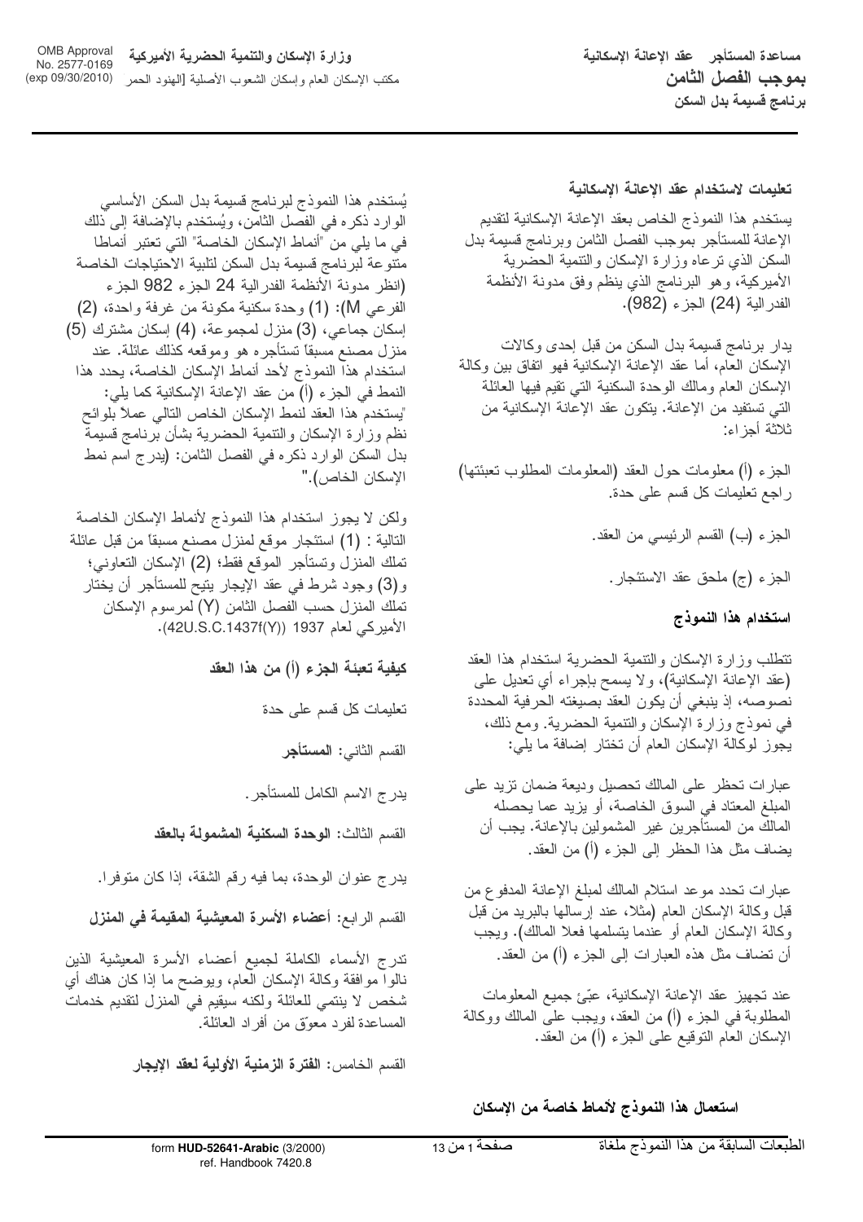**مساعدة المستأجر عقد الإعانة الإسكانية**
**بموجب الفصل الثامن**
**برنامج قسيمة بدل السكن**

**وزارة الإسكان والتنمية الحضرية الأميركية**
مكتب الإسكان العام وإسكان الشعوب الأصلية [الهنود الحمر]

OMB Approval No. 2577-0169 (exp 09/30/2010)

### تعليمات لاستخدام عقد الإعانة الإسكانية

يستخدم هذا النموذج الخاص بعقد الإعانة الإسكانية لتقديم الإعانة للمستأجر بموجب الفصل الثامن وبرنامج قسيمة بدل السكن الذي ترعاه وزارة الإسكان والتنمية الحضرية الأميركية، وهو البرنامج الذي ينظم وفق مدونة الأنظمة الفدرالية (24) الجزء (982).

يدار برنامج قسيمة بدل السكن من قبل إحدى وكالات الإسكان العام، أما عقد الإعانة الإسكانية فهو اتفاق بين وكالة الإسكان العام ومالك الوحدة السكنية التي تقيم فيها العائلة التي تستفيد من الإعانة. يتكون عقد الإعانة الإسكانية من ثلاثة أجزاء:

الجزء (أ) معلومات حول العقد (المعلومات المطلوب تعبئتها) راجع تعليمات كل قسم على حدة.

الجزء (ب) القسم الرئيسي من العقد.

الجزء (ج) ملحق عقد الاستئجار.

### استخدام هذا النموذج

تتطلب وزارة الإسكان والتنمية الحضرية استخدام هذا العقد (عقد الإعانة الإسكانية)، ولا يسمح بإجراء أي تعديل على نصوصه، إذ ينبغي أن يكون العقد بصيغته الحرفية المحددة في نموذج وزارة الإسكان والتنمية الحضرية. ومع ذلك، يجوز لوكالة الإسكان العام أن تختار إضافة ما يلي:

عبارات تحظر على المالك تحصيل وديعة ضمان تزيد على المبلغ المعتاد في السوق الخاصة، أو يزيد عما يحصله المالك من المستأجرين غير المشمولين بالإعانة. يجب أن يضاف مثل هذا الحظر إلى الجزء (أ) من العقد.

عبارات تحدد موعد استلام المالك لمبلغ الإعانة المدفوع من قبل وكالة الإسكان العام (مثلا، عند إرسالها بالبريد من قبل وكالة الإسكان العام أو عندما يتسلمها فعلا المالك). ويجب أن تضاف مثل هذه العبارات إلى الجزء (أ) من العقد.

عند تجهيز عقد الإعانة الإسكانية، عبّئ جميع المعلومات المطلوبة في الجزء (أ) من العقد، ويجب على المالك ووكالة الإسكان العام التوقيع على الجزء (أ) من العقد.

### استعمال هذا النموذج لأنماط خاصة من الإسكان

يُستخدم هذا النموذج لبرنامج قسيمة بدل السكن الأساسي الوارد ذكره في الفصل الثامن، ويُستخدم بالإضافة إلى ذلك في ما يلي من "أنماط الإسكان الخاصة" التي تعتبر أنماطا متنوعة لبرنامج قسيمة بدل السكن لتلبية الاحتياجات الخاصة (انظر مدونة الأنظمة الفدرالية 24 الجزء 982 الجزء الفرعي M): (1) وحدة سكنية مكونة من غرفة واحدة، (2) إسكان جماعي، (3) منزل لمجموعة، (4) إسكان مشترك (5) منزل مصنع مسبقاً تستأجره هو وموقعه كذلك عائلة. عند استخدام هذا النموذج لأحد أنماط الإسكان الخاصة، يحدد هذا النمط في الجزء (أ) من عقد الإعانة الإسكانية كما يلي: "يستخدم هذا العقد لنمط الإسكان الخاص التالي عملاً بلوائح نظم وزارة الإسكان والتنمية الحضرية بشأن برنامج قسيمة بدل السكن الوارد ذكره في الفصل الثامن: (يدرج اسم نمط الإسكان الخاص)."

ولكن لا يجوز استخدام هذا النموذج لأنماط الإسكان الخاصة التالية : (1) استئجار موقع لمنزل مصنع مسبقاً من قبل عائلة تملك المنزل وتستأجر الموقع فقط؛ (2) الإسكان التعاوني؛ و(3) وجود شرط في عقد الإيجار يتيح للمستأجر أن يختار تملك المنزل حسب الفصل الثامن (Y) لمرسوم الإسكان الأميركي لعام 1937 ((42U.S.C.1437f(Y)).

### كيفية تعبئة الجزء (أ) من هذا العقد

تعليمات كل قسم على حدة

القسم الثاني: **المستأجر**

يدرج الاسم الكامل للمستأجر.

القسم الثالث: **الوحدة السكنية المشمولة بالعقد**

يدرج عنوان الوحدة، بما فيه رقم الشقة، إذا كان متوفرا.

القسم الرابع: **أعضاء الأسرة المعيشية المقيمة في المنزل**

تدرج الأسماء الكاملة لجميع أعضاء الأسرة المعيشية الذين نالوا موافقة وكالة الإسكان العام، ويوضح ما إذا كان هناك أي شخص لا ينتمي للعائلة ولكنه سيقيم في المنزل لتقديم خدمات المساعدة لفرد معوّق من أفراد العائلة.

القسم الخامس: **الفترة الزمنية الأولية لعقد الإيجار**

الطبعات السابقة من هذا النموذج ملغاة

form HUD-52641-Arabic (3/2000)
ref. Handbook 7420.8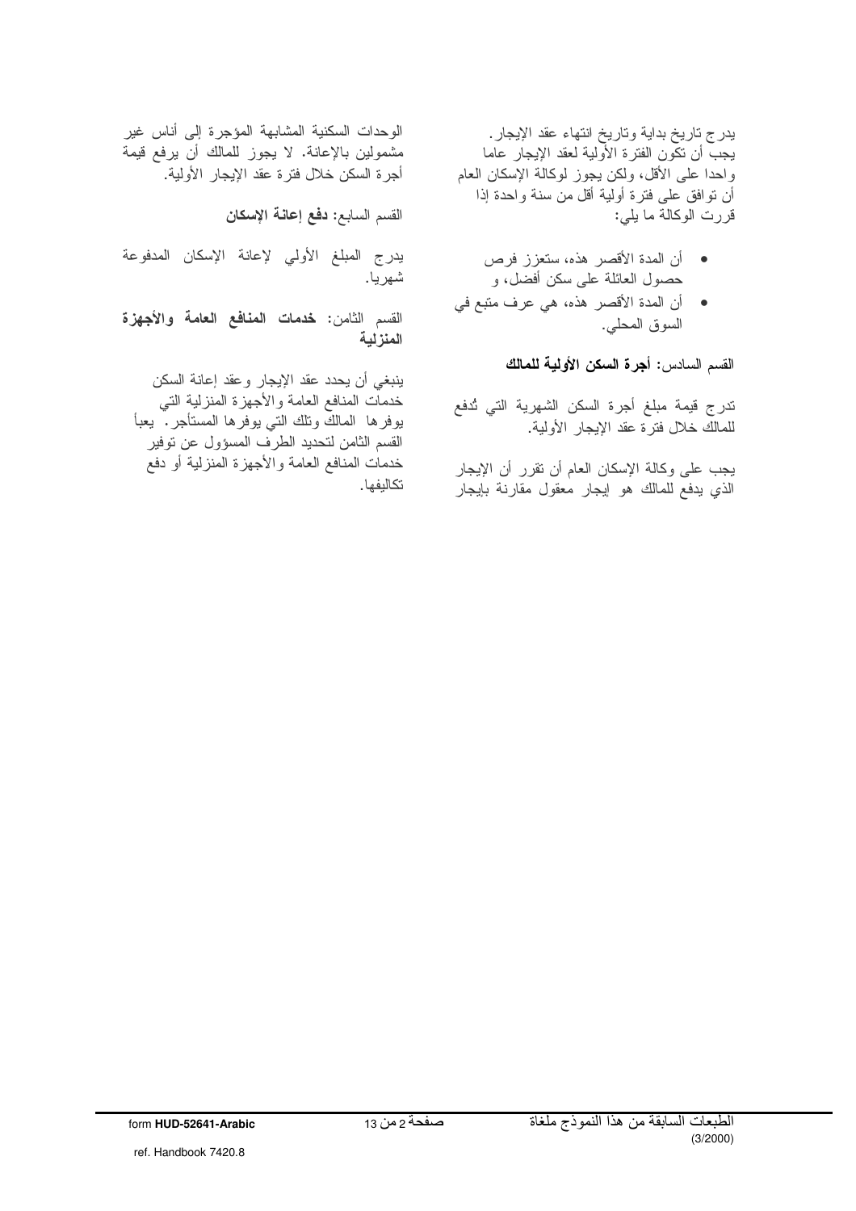يدرج تاريخ بداية وتاريخ انتهاء عقد الإيجار. يجب أن تكون الفترة الأولية لعقد الإيجار عاما واحدا على الأقل، ولكن يجوز لوكالة الإسكان العام أن توافق على فترة أولية أقل من سنة واحدة إذا قررت الوكالة ما يلي:

- أن المدة الأقصر هذه، ستعزز فرص حصول العائلة على سكن أفضل، و
- أن المدة الأقصر هذه، هي عرف متبع في السوق المحلي.

القسم السادس: **أجرة السكن الأولية للمالك**

تدرج قيمة مبلغ أجرة السكن الشهرية التي تُدفع للمالك خلال فترة عقد الإيجار الأولية.

يجب على وكالة الإسكان العام أن تقرر أن الإيجار الذي يدفع للمالك هو إيجار معقول مقارنة بإيجار الوحدات السكنية المشابهة المؤجرة إلى أناس غير مشمولين بالإعانة. لا يجوز للمالك أن يرفع قيمة أجرة السكن خلال فترة عقد الإيجار الأولية.

القسم السابع: **دفع إعانة الإسكان**

يدرج المبلغ الأولي لإعانة الإسكان المدفوعة شهريا.

القسم الثامن: **خدمات المنافع العامة والأجهزة المنزلية**

ينبغي أن يحدد عقد الإيجار وعقد إعانة السكن خدمات المنافع العامة والأجهزة المنزلية التي يوفرها المالك وتلك التي يوفرها المستأجر. يعبأ القسم الثامن لتحديد الطرف المسؤول عن توفير خدمات المنافع العامة والأجهزة المنزلية أو دفع تكاليفها.

الطبعات السابقة من هذا النموذج ملغاة (3/2000)

form **HUD-52641-Arabic**

ref. Handbook 7420.8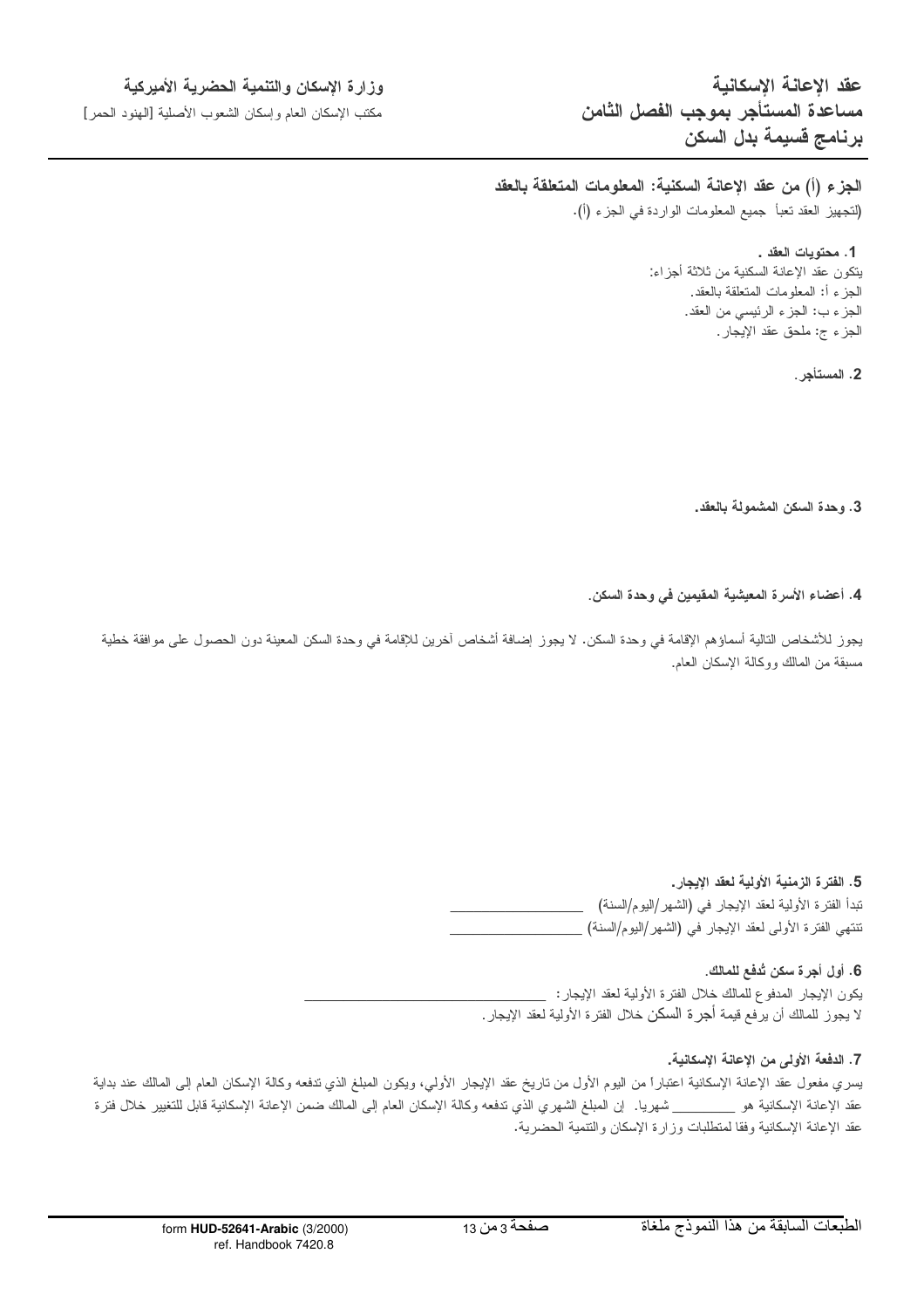**عقد الإعانة الإسكانية**
**مساعدة المستأجر بموجب الفصل الثامن**
**برنامج قسيمة بدل السكن**

**وزارة الإسكان والتنمية الحضرية الأميركية**
مكتب الإسكان العام وإسكان الشعوب الأصلية [الهنود الحمر]

## الجزء (أ) من عقد الإعانة السكنية: المعلومات المتعلقة بالعقد

(لتجهيز العقد تعبأ جميع المعلومات الواردة في الجزء (أ).

**1. محتويات العقد .**
يتكون عقد الإعانة السكنية من ثلاثة أجزاء:
الجزء أ: المعلومات المتعلقة بالعقد.
الجزء ب: الجزء الرئيسي من العقد.
الجزء ج: ملحق عقد الإيجار.

**2. المستأجر.**

**3. وحدة السكن المشمولة بالعقد.**

**4. أعضاء الأسرة المعيشية المقيمين في وحدة السكن.**

يجوز للأشخاص التالية أسماؤهم الإقامة في وحدة السكن. لا يجوز إضافة أشخاص آخرين للإقامة في وحدة السكن المعينة دون الحصول على موافقة خطية مسبقة من المالك ووكالة الإسكان العام.

**5. الفترة الزمنية الأولية لعقد الإيجار.**
تبدأ الفترة الأولية لعقد الإيجار في (الشهر/اليوم/السنة) ________________
تنتهي الفترة الأولى لعقد الإيجار في (الشهر/اليوم/السنة) ________________

**6. أول أجرة سكن تُدفع للمالك.**
يكون الإيجار المدفوع للمالك خلال الفترة الأولية لعقد الإيجار: ________________________
لا يجوز للمالك أن يرفع قيمة أجرة السكن خلال الفترة الأولية لعقد الإيجار.

**7. الدفعة الأولى من الإعانة الإسكانية.**
يسري مفعول عقد الإعانة الإسكانية اعتباراً من اليوم الأول من تاريخ عقد الإيجار الأولي، ويكون المبلغ الذي تدفعه وكالة الإسكان العام إلى المالك عند بداية عقد الإعانة الإسكانية هو ________ شهريا. إن المبلغ الشهري الذي تدفعه وكالة الإسكان العام إلى المالك ضمن الإعانة الإسكانية قابل للتغيير خلال فترة عقد الإعانة الإسكانية وفقا لمتطلبات وزارة الإسكان والتنمية الحضرية.

form **HUD-52641-Arabic** (3/2000)
ref. Handbook 7420.8

الطبعات السابقة من هذا النموذج ملغاة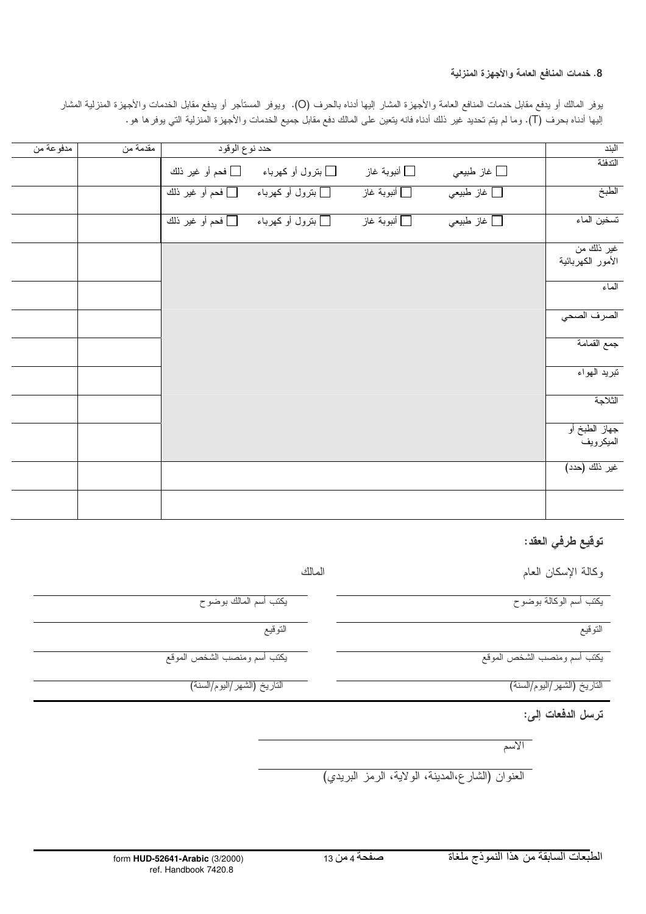**8. خدمات المنافع العامة والأجهزة المنزلية**

يوفر المالك أو يدفع مقابل خدمات المنافع العامة والأجهزة المشار إليها أدناه بالحرف (O). ويوفر المستأجر أو يدفع مقابل الخدمات والأجهزة المنزلية المشار إليها أدناه بحرف (T). وما لم يتم تحديد غير ذلك أدناه فانه يتعين على المالك دفع مقابل جميع الخدمات والأجهزة المنزلية التي يوفرها هو.

| البند | حدد نوع الوقود | | | | مقدمة من | مدفوعة من |
|---|---|---|---|---|---|---|
| التدفئة | ☐ غاز طبيعي | ☐ أنبوبة غاز | ☐ بترول أو كهرباء | ☐ فحم أو غير ذلك | | |
| الطبخ | ☐ غاز طبيعي | ☐ أنبوبة غاز | ☐ بترول أو كهرباء | ☐ فحم أو غير ذلك | | |
| تسخين الماء | ☐ غاز طبيعي | ☐ أنبوبة غاز | ☐ بترول أو كهرباء | ☐ فحم أو غير ذلك | | |
| غير ذلك من الأمور الكهربائية | | | | | | |
| الماء | | | | | | |
| الصرف الصحي | | | | | | |
| جمع القمامة | | | | | | |
| تبريد الهواء | | | | | | |
| الثلاجة | | | | | | |
| جهاز الطبخ أو الميكرويف | | | | | | |
| غير ذلك (حدد) | | | | | | |
| | | | | | | |

**توقيع طرفي العقد:**

| وكالة الإسكان العام | المالك |
|---|---|
| يكتب أسم الوكالة بوضوح ____________ | يكتب أسم المالك بوضوح ____________ |
| التوقيع ____________ | التوقيع ____________ |
| يكتب أسم ومنصب الشخص الموقع ____________ | يكتب أسم ومنصب الشخص الموقع ____________ |
| التاريخ (الشهر/اليوم/السنة) ____________ | التاريخ (الشهر/اليوم/السنة) ____________ |

**ترسل الدفعات إلى:**

____________
الاسم

____________
العنوان (الشارع،المدينة، الولاية، الرمز البريدي)

الطبعات السابقة من هذا النموذج ملغاة

form **HUD-52641-Arabic** (3/2000)
ref. Handbook 7420.8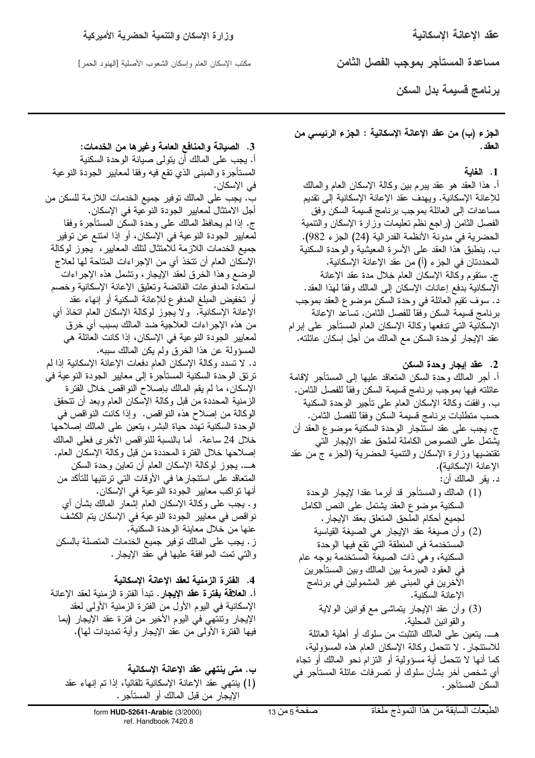عقد الإعانة الإسكانية

مساعدة المستأجر بموجب الفصل الثامن

برنامج قسيمة بدل السكن

وزارة الإسكان والتنمية الحضرية الأميركية

مكتب الإسكان العام وإسكان الشعوب الأصلية [الهنود الحمر]

## الجزء (ب) من عقد الإعانة الإسكانية : الجزء الرئيسي من العقد.

### 1. الغاية

أ. هذا العقد هو عقد يبرم بين وكالة الإسكان العام والمالك للإعانة الإسكانية. ويهدف عقد الإعانة الإسكانية إلى تقديم مساعدات إلى العائلة بموجب برنامج قسيمة السكن وفق الفصل الثامن (راجع نظم تعليمات وزارة الإسكان والتنمية الحضرية في مدونة الأنظمة الفدرالية (24) الجزء 982).

ب. ينطبق هذا العقد على الأسرة المعيشية والوحدة السكنية المحددتان في الجزء (أ) من عقد الإعانة الإسكانية.

ج. ستقوم وكالة الإسكان العام خلال مدة عقد الإعانة الإسكانية بدفع إعانات الإسكان إلى المالك وفقاً لهذا العقد.

د. سوف تقيم العائلة في وحدة السكن موضوع العقد بموجب برنامج قسيمة السكن وفقاً للفصل الثامن. تساعد الإعانة الإسكانية التي تدفعها وكالة الإسكان العام المستأجر على إبرام عقد الإيجار لوحدة السكن مع المالك من أجل إسكان عائلته.

### 2. عقد إيجار وحدة السكن

أ. أجر المالك وحدة السكن المتعاقد عليها إلى المستأجر لإقامة عائلته فيها بموجب برنامج قسيمة السكن وفقاً للفصل الثامن.

ب. وافقت وكالة الإسكان العام على تأجير الوحدة السكنية حسب متطلبات برنامج قسيمة السكن وفقاً للفصل الثامن.

ج. يجب على عقد استئجار الوحدة السكنية موضوع العقد أن يشتمل على النصوص الكاملة لملحق عقد الإيجار التي تقتضيها وزارة الإسكان والتنمية الحضرية (الجزء ج من عقد الإعانة الإسكانية).

د. يقر المالك أن:

(1) المالك والمستأجر قد أبرما عقدا لإيجار الوحدة السكنية موضوع العقد يشتمل على النص الكامل لجميع أحكام الملحق المتعلق بعقد الإيجار.

(2) وأن صيغة عقد الإيجار هي الصيغة القياسية المستخدمة في المنطقة التي تقع فيها الوحدة السكنية، وهي ذات الصيغة المستخدمة بوجه عام في العقود المبرمة بين المالك وبين المستأجرين الآخرين في المبنى غير المشمولين في برنامج الإعانة السكنية.

(3) وأن عقد الإيجار يتماشى مع قوانين الولاية والقوانين المحلية.

هــ. يتعين على المالك التثبت من سلوك أو أهلية العائلة للاستئجار. لا تتحمل وكالة الإسكان العام هذه المسؤولية، كما أنها لا تتحمل أية مسؤولية أو التزام نحو المالك أو تجاه أي شخص آخر بشأن سلوك أو تصرفات عائلة المستأجر في السكن المستأجر.

### 3. الصيانة والمنافع العامة وغيرها من الخدمات:

أ. يجب على المالك أن يتولى صيانة الوحدة السكنية المستأجرة والمبنى الذي تقع فيه وفقا لمعايير الجودة النوعية في الإسكان.

ب. يجب على المالك توفير جميع الخدمات اللازمة للسكن من أجل الامتثال لمعايير الجودة النوعية في الإسكان.

ج. إذا لم يحافظ المالك على وحدة السكن المستأجرة وفقا لمعايير الجودة النوعية في الإسكان، أو إذا امتنع عن توفير جميع الخدمات اللازمة للامتثال لتلك المعايير، يجوز لوكالة الإسكان العام أن تتخذ أي من الإجراءات المتاحة لها لعلاج الوضع وهذا الخرق لعقد الإيجار، وتشمل هذه الإجراءات استعادة المدفوعات الفائضة وتعليق الإعانة الإسكانية وخصم أو تخفيض المبلغ المدفوع للإعانة السكنية أو إنهاء عقد الإعانة الإسكانية. ولا يجوز لوكالة الإسكان العام اتخاذ أي من هذه الإجراءات العلاجية ضد المالك بسبب أي خرق لمعايير الجودة النوعية في الإسكان، إذا كانت العائلة هي المسؤولة عن هذا الخرق ولم يكن المالك سببه.

د. لا تسدد وكالة الإسكان العام دفعات الإعانة الإسكانية إذا لم ترتق الوحدة السكنية المستأجرة إلى معايير الجودة النوعية في الإسكان، ما لم يقم المالك بإصلاح النواقص خلال الفترة الزمنية المحددة من قبل وكالة الإسكان العام وبعد أن تتحقق الوكالة من إصلاح هذه النواقص. وإذا كانت النواقص في الوحدة السكنية تهدد حياة البشر، يتعين على المالك إصلاحها خلال 24 ساعة. أما بالنسبة للنواقص الأخرى فعلى المالك إصلاحها خلال الفترة المحددة من قبل وكالة الإسكان العام.

هــ. يجوز لوكالة الإسكان العام أن تعاين وحدة السكن المتعاقد على استئجارها في الأوقات التي ترتئيها للتأكد من أنها تواكب معايير الجودة النوعية في الإسكان.

و. يجب على وكالة الإسكان العام إشعار المالك بشأن أي نواقص في معايير الجودة النوعية في الإسكان يتم الكشف عنها من خلال معاينة الوحدة السكنية.

ز. يجب على المالك توفير جميع الخدمات المتصلة بالسكن والتي تمت الموافقة عليها في عقد الإيجار.

### 4. الفترة الزمنية لعقد الإعانة الإسكانية

أ. **العلاقة بفترة عقد الإيجار.** تبدأ الفترة الزمنية لعقد الإعانة الإسكانية في اليوم الأول من الفترة الزمنية الأولى لعقد الإيجار وتنتهي في اليوم الأخير من فترة عقد الإيجار (بما فيها الفترة الأولى من عقد الإيجار وأية تمديدات لها).

#### ب. متى ينتهي عقد الإعانة الإسكانية

(1) ينتهي عقد الإعانة الإسكانية تلقائياً، إذا تم إنهاء عقد الإيجار من قبل المالك أو المستأجر.

form HUD-52641-Arabic (3/2000)
ref. Handbook 7420.8

الطبعات السابقة من هذا النموذج ملغاة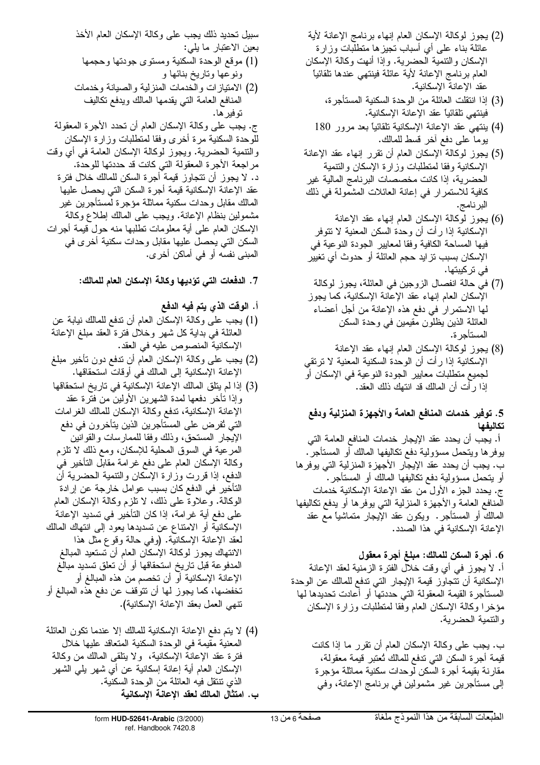(2) يجوز لوكالة الإسكان العام إنهاء برنامج الإعانة لأية عائلة بناء على أي أسباب تجيزها متطلبات وزارة الإسكان والتنمية الحضرية. وإذا أنهت وكالة الإسكان العام برنامج الإعانة لأية عائلة فينتهي عندها تلقائياً عقد الإعانة الإسكانية.

(3) إذا انتقلت العائلة من الوحدة السكنية المستأجرة، فينتهي تلقائياً عقد الإعانة الإسكانية.

(4) ينتهي عقد الإعانة الإسكانية تلقائياً بعد مرور 180 يوماً على دفع آخر قسط للمالك.

(5) يجوز لوكالة الإسكان العام أن تقرر إنهاء عقد الإعانة الإسكانية وفقا لمتطلبات وزارة الإسكان والتنمية الحضرية، إذا كانت مخصصات البرنامج المالية غير كافية للاستمرار في إعانة العائلات المشمولة في ذلك البرنامج.

(6) يجوز لوكالة الإسكان العام إنهاء عقد الإعانة الإسكانية إذا رأت أن وحدة السكن المعنية لا تتوفر فيها المساحة الكافية وفقا لمعايير الجودة النوعية في الإسكان بسبب تزايد حجم العائلة أو حدوث أي تغيير في تركيبتها.

(7) في حالة انفصال الزوجين في العائلة، يجوز لوكالة الإسكان العام إنهاء عقد الإعانة الإسكانية، كما يجوز لها الاستمرار في دفع هذه الإعانة من أجل أعضاء العائلة الذين يظلون مقيمين في وحدة السكن المستأجرة.

(8) يجوز لوكالة الإسكان العام إنهاء عقد الإعانة الإسكانية إذا رأت أن الوحدة السكنية المعنية لا ترتقي لجميع متطلبات معايير الجودة النوعية في الإسكان أو إذا رأت أن المالك قد انتهك ذلك العقد.

## 5. توفير خدمات المنافع العامة والأجهزة المنزلية ودفع تكاليفها

أ. يجب أن يحدد عقد الإيجار خدمات المنافع العامة التي يوفرها ويتحمل مسؤولية دفع تكاليفها المالك أو المستأجر.

ب. يجب أن يحدد عقد الإيجار الأجهزة المنزلية التي يوفرها أو يتحمل مسؤولية دفع تكاليفها المالك أو المستأجر.

ج. يحدد الجزء الأول من عقد الإعانة الإسكانية خدمات المنافع العامة والأجهزة المنزلية التي يوفرها أو يدفع تكاليفها المالك أو المستأجر. ويكون عقد الإيجار متماشياً مع عقد الإعانة الإسكانية في هذا الصدد.

## 6. أجرة السكن للمالك: مبلغ أجرة معقول

أ. لا يجوز في أي وقت خلال الفترة الزمنية لعقد الإعانة الإسكانية أن تتجاوز قيمة الإيجار التي تدفع للمالك عن الوحدة المستأجرة القيمة المعقولة التي حددتها أو أعادت تحديدها لها مؤخرا وكالة الإسكان العام وفقا لمتطلبات وزارة الإسكان والتنمية الحضرية.

ب. يجب على وكالة الإسكان العام أن تقرر ما إذا كانت قيمة أجرة السكن التي تدفع للمالك تُعتبر قيمة معقولة، مقارنة بقيمة أجرة السكن لوحدات سكنية مماثلة مؤجرة إلى مستأجرين غير مشمولين في برنامج الإعانة، وفي سبيل تحديد ذلك يجب على وكالة الإسكان العام الأخذ بعين الاعتبار ما يلي:

(1) موقع الوحدة السكنية ومستوى جودتها وحجمها ونوعها وتاريخ بنائها و

(2) الامتيازات والخدمات المنزلية والصيانة وخدمات المنافع العامة التي يقدمها المالك ويدفع تكاليف توفيرها.

ج. يجب على وكالة الإسكان العام أن تحدد الأجرة المعقولة للوحدة السكنية مرة أخرى وفقا لمتطلبات وزارة الإسكان والتنمية الحضرية. ويجوز لوكالة الإسكان العامة في أي وقت مراجعة الأجرة المعقولة التي كانت قد حددتها للوحدة.

د. لا يجوز أن تتجاوز قيمة أجرة السكن للمالك خلال فترة عقد الإعانة الإسكانية قيمة أجرة السكن التي يحصل عليها المالك مقابل وحدات سكنية مماثلة مؤجرة لمستأجرين غير مشمولين بنظام الإعانة. ويجب على المالك إطلاع وكالة الإسكان العام على أية معلومات تطلبها منه حول قيمة أجرات السكن التي يحصل عليها مقابل وحدات سكنية أخرى في المبنى نفسه أو في أماكن أخرى.

## 7. الدفعات التي تؤديها وكالة الإسكان العام للمالك:

### أ. الوقت الذي يتم فيه الدفع

(1) يجب على وكالة الإسكان العام أن تدفع للمالك نيابة عن العائلة في بداية كل شهر وخلال فترة العقد مبلغ الإعانة الإسكانية المنصوص عليه في العقد.

(2) يجب على وكالة الإسكان العام أن تدفع دون تأخير مبلغ الإعانة الإسكانية إلى المالك في أوقات استحقاقها.

(3) إذا لم يتلق المالك الإعانة الإسكانية في تاريخ استحقاقها وإذا تأخر دفعها لمدة الشهرين الأولين من فترة عقد الإعانة الإسكانية، تدفع وكالة الإسكان للمالك الغرامات التي تُفرض على المستأجرين الذين يتأخرون في دفع الإيجار المستحق، وذلك وفقا للممارسات والقوانين المرعية في السوق المحلية للإسكان، ومع ذلك لا تلزم وكالة الإسكان العام على دفع غرامة مقابل التأخير في الدفع، إذا قررت وزارة الإسكان والتنمية الحضرية أن التأخير في الدفع كان بسبب عوامل خارجة عن إرادة الوكالة. وعلاوة على ذلك، لا تلزم وكالة الإسكان العام على دفع أية غرامة، إذا كان التأخير في تسديد الإعانة الإسكانية أو الامتناع عن تسديدها يعود إلى انتهاك المالك لعقد الإعانة الإسكانية. (وفي حالة وقوع مثل هذا الانتهاك يجوز لوكالة الإسكان العام أن تستعيد المبالغ المدفوعة قبل تاريخ استحقاقها أو أن تعلق تسديد مبالغ الإعانة الإسكانية أو أن تخصم من هذه المبالغ أو تخفضها، كما يجوز لها أن تتوقف عن دفع هذه المبالغ أو تنهي العمل بعقد الإعانة الإسكانية).

(4) لا يتم دفع الإعانة الإسكانية للمالك إلا عندما تكون العائلة المعنية مقيمة في الوحدة السكنية المتعاقد عليها خلال فترة عقد الإعانة الإسكانية، ولا يتلقى المالك من وكالة الإسكان العام أية إعانة إسكانية عن أي شهر يلي الشهر الذي تنتقل فيه العائلة من الوحدة السكنية.

### ب. امتثال المالك لعقد الإعانة الإسكانية

الطبعات السابقة من هذا النموذج ملغاة

form HUD-52641-Arabic (3/2000)
ref. Handbook 7420.8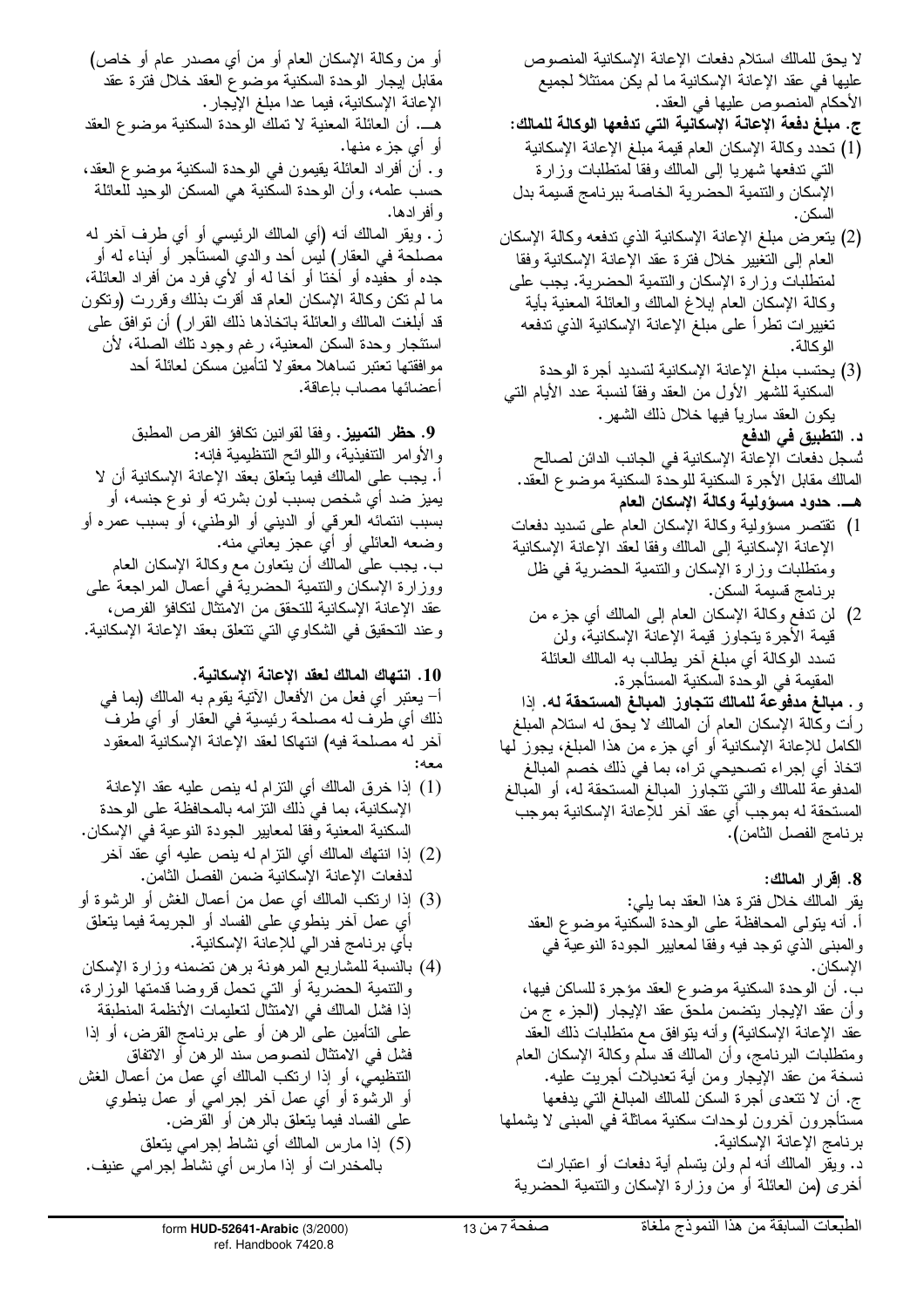لا يحق للمالك استلام دفعات الإعانة الإسكانية المنصوص عليها في عقد الإعانة الإسكانية ما لم يكن ممتثلاً لجميع الأحكام المنصوص عليها في العقد.

**ج. مبلغ دفعة الإعانة الإسكانية التي تدفعها الوكالة للمالك:**

(1) تحدد وكالة الإسكان العام قيمة مبلغ الإعانة الإسكانية التي تدفعها شهريا إلى المالك وفقا لمتطلبات وزارة الإسكان والتنمية الحضرية الخاصة ببرنامج قسيمة بدل السكن.

(2) يتعرض مبلغ الإعانة الإسكانية الذي تدفعه وكالة الإسكان العام إلى التغيير خلال فترة عقد الإعانة الإسكانية وفقا لمتطلبات وزارة الإسكان والتنمية الحضرية. يجب على وكالة الإسكان العام إبلاغ المالك والعائلة المعنية بأية تغييرات تطرأ على مبلغ الإعانة الإسكانية الذي تدفعه الوكالة.

(3) يحتسب مبلغ الإعانة الإسكانية لتسديد أجرة الوحدة السكنية للشهر الأول من العقد وفقاً لنسبة عدد الأيام التي يكون العقد سارياً فيها خلال ذلك الشهر.

**د. التطبيق في الدفع**

تُسجل دفعات الإعانة الإسكانية في الجانب الدائن لصالح المالك مقابل الأجرة السكنية للوحدة السكنية موضوع العقد.

**هـ. حدود مسؤولية وكالة الإسكان العام**

1) تقتصر مسؤولية وكالة الإسكان العام على تسديد دفعات الإعانة الإسكانية إلى المالك وفقا لعقد الإعانة الإسكانية ومتطلبات وزارة الإسكان والتنمية الحضرية في ظل برنامج قسيمة السكن.

2) لن تدفع وكالة الإسكان العام إلى المالك أي جزء من قيمة الأجرة يتجاوز قيمة الإعانة الإسكانية، ولن تسدد الوكالة أي مبلغ آخر يطالب به المالك العائلة المقيمة في الوحدة السكنية المستأجرة.

**و. مبالغ مدفوعة للمالك تتجاوز المبالغ المستحقة له.** إذا رأت وكالة الإسكان العام أن المالك لا يحق له استلام المبلغ الكامل للإعانة الإسكانية أو أي جزء من هذا المبلغ، يجوز لها اتخاذ أي إجراء تصحيحي تراه، بما في ذلك خصم المبالغ المدفوعة للمالك والتي تتجاوز المبالغ المستحقة له، أو المبالغ المستحقة له بموجب أي عقد آخر للإعانة الإسكانية بموجب برنامج الفصل الثامن).

**8. إقرار المالك:**

يقر المالك خلال فترة هذا العقد بما يلي:

أ. أنه يتولى المحافظة على الوحدة السكنية موضوع العقد والمبنى الذي توجد فيه وفقا لمعايير الجودة النوعية في الإسكان.

ب. أن الوحدة السكنية موضوع العقد مؤجرة للساكن فيها، وأن عقد الإيجار يتضمن ملحق عقد الإيجار (الجزء ج من عقد الإعانة الإسكانية) وأنه يتوافق مع متطلبات ذلك العقد ومتطلبات البرنامج، وأن المالك قد سلم وكالة الإسكان العام نسخة من عقد الإيجار ومن أية تعديلات أجريت عليه.

ج. أن لا تتعدى أجرة السكن للمالك المبالغ التي يدفعها مستأجرون آخرون لوحدات سكنية مماثلة في المبنى لا يشملها برنامج الإعانة الإسكانية.

د. ويقر المالك أنه لم ولن يتسلم أية دفعات أو اعتبارات أخرى (من العائلة أو من وزارة الإسكان والتنمية الحضرية أو من وكالة الإسكان العام أو من أي مصدر عام أو خاص) مقابل إيجار الوحدة السكنية موضوع العقد خلال فترة عقد الإعانة الإسكانية، فيما عدا مبلغ الإيجار.

هـ. أن العائلة المعنية لا تملك الوحدة السكنية موضوع العقد أو أي جزء منها.

و. أن أفراد العائلة يقيمون في الوحدة السكنية موضوع العقد، حسب علمه، وأن الوحدة السكنية هي المسكن الوحيد للعائلة وأفرادها.

ز. ويقر المالك أنه (أي المالك الرئيسي أو أي طرف آخر له مصلحة في العقار) ليس أحد والدي المستأجر أو أبناء له أو جده أو حفيده أو أختا أو أخا له أو لأي فرد من أفراد العائلة، ما لم تكن وكالة الإسكان العام قد أقرت بذلك وقررت (وتكون قد أبلغت المالك والعائلة باتخاذها ذلك القرار) أن توافق على استئجار وحدة السكن المعنية، رغم وجود تلك الصلة، لأن موافقتها تعتبر تساهلا معقولا لتأمين مسكن لعائلة أحد أعضائها مصاب بإعاقة.

**9. حظر التمييز.** وفقا لقوانين تكافؤ الفرص المطبق والأوامر التنفيذية، واللوائح التنظيمية فإنه:

أ. يجب على المالك فيما يتعلق بعقد الإعانة الإسكانية أن لا يميز ضد أي شخص بسبب لون بشرته أو نوع جنسه، أو بسبب انتمائه العرقي أو الديني أو الوطني، أو بسبب عمره أو وضعه العائلي أو أي عجز يعاني منه.

ب. يجب على المالك أن يتعاون مع وكالة الإسكان العام ووزارة الإسكان والتنمية الحضرية في أعمال المراجعة على عقد الإعانة الإسكانية للتحقق من الامتثال لتكافؤ الفرص، وعند التحقيق في الشكاوي التي تتعلق بعقد الإعانة الإسكانية.

**10. انتهاك المالك لعقد الإعانة الإسكانية.**

أ- يعتبر أي فعل من الأفعال الآتية يقوم به المالك (بما في ذلك أي طرف له مصلحة رئيسية في العقار أو أي طرف آخر له مصلحة فيه) انتهاكا لعقد الإعانة الإسكانية المعقود معه:

(1) إذا خرق المالك أي التزام له ينص عليه عقد الإعانة الإسكانية، بما في ذلك التزامه بالمحافظة على الوحدة السكنية المعنية وفقا لمعايير الجودة النوعية في الإسكان.

(2) إذا انتهك المالك أي التزام له ينص عليه أي عقد آخر لدفعات الإعانة الإسكانية ضمن الفصل الثامن.

(3) إذا ارتكب المالك أي عمل من أعمال الغش أو الرشوة أو أي عمل آخر ينطوي على الفساد أو الجريمة فيما يتعلق بأي برنامج فدرالي للإعانة الإسكانية.

(4) بالنسبة للمشاريع المرهونة برهن تضمنه وزارة الإسكان والتنمية الحضرية أو التي تحمل قروضا قدمتها الوزارة، إذا فشل المالك في الامتثال لتعليمات الأنظمة المنطبقة على التأمين على الرهن أو على برنامج القرض، أو إذا فشل في الامتثال لنصوص سند الرهن أو الاتفاق التنظيمي، أو إذا ارتكب المالك أي عمل من أعمال الغش أو الرشوة أو أي عمل آخر إجرامي أو عمل ينطوي على الفساد فيما يتعلق بالرهن أو القرض.

(5) إذا مارس المالك أي نشاط إجرامي يتعلق بالمخدرات أو إذا مارس أي نشاط إجرامي عنيف.

الطبعات السابقة من هذا النموذج ملغاة

form **HUD-52641-Arabic** (3/2000)
ref. Handbook 7420.8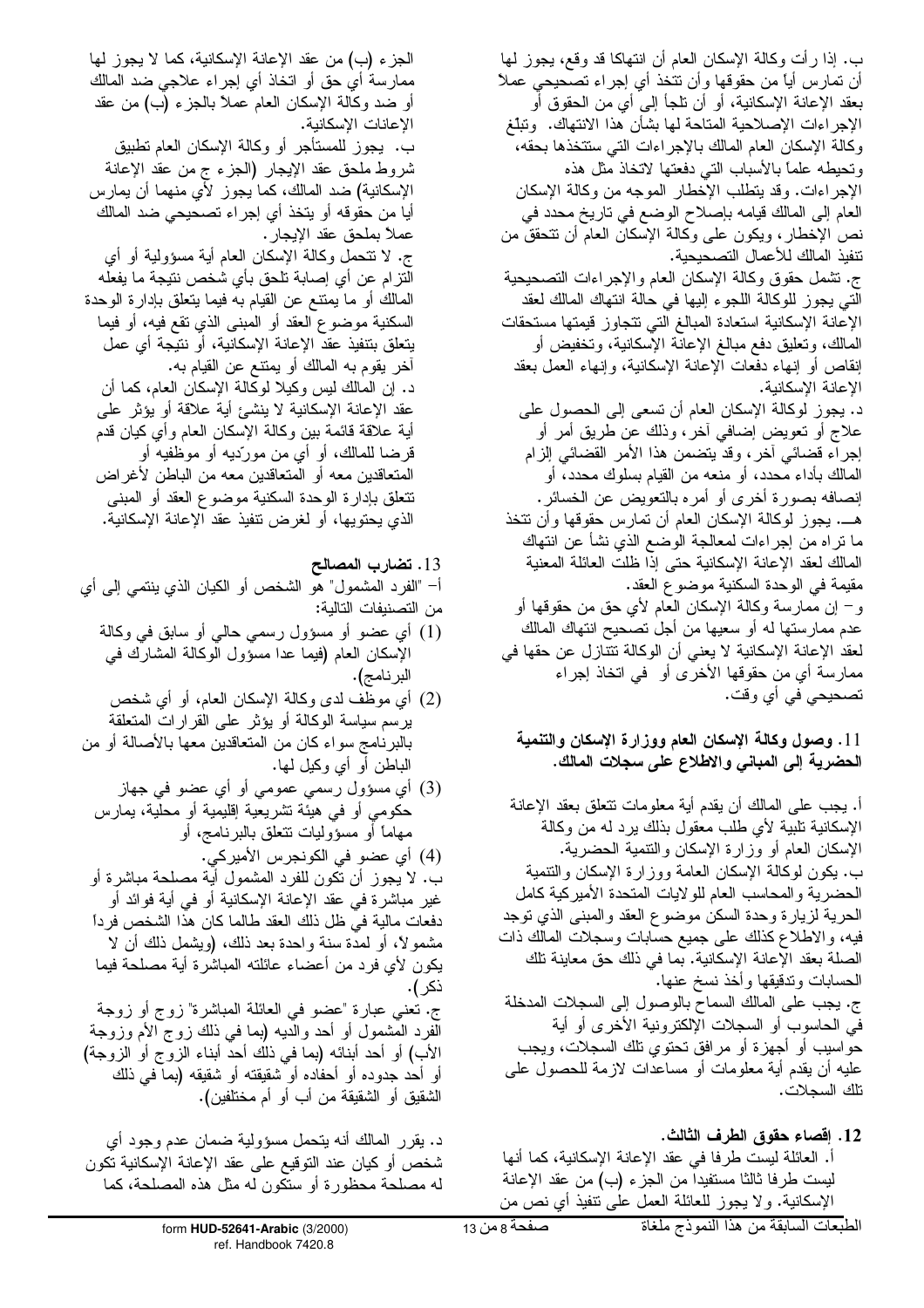ب. إذا رأت وكالة الإسكان العام أن انتهاكا قد وقع، يجوز لها أن تمارس أياً من حقوقها وأن تتخذ أي إجراء تصحيحي عملاً بعقد الإعانة الإسكانية، أو أن تلجأ إلى أي من الحقوق أو الإجراءات الإصلاحية المتاحة لها بشأن هذا الانتهاك. وتبلّغ وكالة الإسكان العام المالك بالإجراءات التي ستتخذها بحقه، وتحيطه علماً بالأسباب التي دفعتها لاتخاذ مثل هذه الإجراءات. وقد يتطلب الإخطار الموجه من وكالة الإسكان العام إلى المالك قيامه بإصلاح الوضع في تاريخ محدد في نص الإخطار، ويكون على وكالة الإسكان العام أن تتحقق من تنفيذ المالك للأعمال التصحيحية.

ج. تشمل حقوق وكالة الإسكان العام والإجراءات التصحيحية التي يجوز للوكالة اللجوء إليها في حالة انتهاك المالك لعقد الإعانة الإسكانية استعادة المبالغ التي تتجاوز قيمتها مستحقات المالك، وتعليق دفع مبالغ الإعانة الإسكانية، وتخفيض أو إنقاص أو إنهاء دفعات الإعانة الإسكانية، وإنهاء العمل بعقد الإعانة الإسكانية.

د. يجوز لوكالة الإسكان العام أن تسعى إلى الحصول على علاج أو تعويض إضافي آخر، وذلك عن طريق أمر أو إجراء قضائي آخر، وقد يتضمن هذا الأمر القضائي إلزام المالك بأداء محدد، أو منعه من القيام بسلوك محدد، أو إنصافه بصورة أخرى أو أمره بالتعويض عن الخسائر.

هـ. يجوز لوكالة الإسكان العام أن تمارس حقوقها وأن تتخذ ما تراه من إجراءات لمعالجة الوضع الذي نشأ عن انتهاك المالك لعقد الإعانة الإسكانية حتى إذا ظلت العائلة المعنية مقيمة في الوحدة السكنية موضوع العقد.

و- إن ممارسة وكالة الإسكان العام لأي حق من حقوقها أو عدم ممارستها له أو سعيها من أجل تصحيح انتهاك المالك لعقد الإعانة الإسكانية لا يعني أن الوكالة تتنازل عن حقها في ممارسة أي من حقوقها الأخرى أو في اتخاذ إجراء تصحيحي في أي وقت.

### 11. وصول وكالة الإسكان العام ووزارة الإسكان والتنمية الحضرية إلى المباني والاطلاع على سجلات المالك.

أ. يجب على المالك أن يقدم أية معلومات تتعلق بعقد الإعانة الإسكانية تلبية لأي طلب معقول بذلك يرد له من وكالة الإسكان العام أو وزارة الإسكان والتنمية الحضرية.

ب. يكون لوكالة الإسكان العامة ووزارة الإسكان والتنمية الحضرية والمحاسب العام للولايات المتحدة الأمريكية كامل الحرية لزيارة وحدة السكن موضوع العقد والمبنى الذي توجد فيه، والاطلاع كذلك على جميع حسابات وسجلات المالك ذات الصلة بعقد الإعانة الإسكانية. بما في ذلك حق معاينة تلك الحسابات وتدقيقها وأخذ نسخ عنها.

ج. يجب على المالك السماح بالوصول إلى السجلات المدخلة في الحاسوب أو السجلات الإلكترونية الأخرى أو أية حواسيب أو أجهزة أو مرافق تحتوي تلك السجلات، ويجب عليه أن يقدم أية معلومات أو مساعدات لازمة للحصول على تلك السجلات.

### 12. إقصاء حقوق الطرف الثالث.

أ. العائلة ليست طرفا في عقد الإعانة الإسكانية، كما أنها ليست طرفا ثالثا مستفيداً من الجزء (ب) من عقد الإعانة الإسكانية. ولا يجوز للعائلة العمل على تنفيذ أي نص من الجزء (ب) من عقد الإعانة الإسكانية، كما لا يجوز لها ممارسة أي حق أو اتخاذ أي إجراء علاجي ضد المالك أو ضد وكالة الإسكان العام عملاً بالجزء (ب) من عقد الإعانات الإسكانية.

ب. يجوز للمستأجر أو وكالة الإسكان العام تطبيق شروط ملحق عقد الإيجار (الجزء ج من عقد الإعانة الإسكانية) ضد المالك، كما يجوز لأي منهما أن يمارس أيا من حقوقه أو يتخذ أي إجراء تصحيحي ضد المالك عملاً بملحق عقد الإيجار.

ج. لا تتحمل وكالة الإسكان العام أية مسؤولية أو أي التزام عن أي إصابة تلحق بأي شخص نتيجة ما يفعله المالك أو ما يمتنع عن القيام به فيما يتعلق بإدارة الوحدة السكنية موضوع العقد أو المبنى الذي تقع فيه، أو فيما يتعلق بتنفيذ عقد الإعانة الإسكانية، أو نتيجة أي عمل آخر يقوم به المالك أو يمتنع عن القيام به.

د. إن المالك ليس وكيلا لوكالة الإسكان العام، كما أن عقد الإعانة الإسكانية لا ينشئ أية علاقة أو يؤثر على أية علاقة قائمة بين وكالة الإسكان العام وأي كيان قدم قرضا للمالك، أو أي من مورّديه أو موظفيه أو المتعاقدين معه أو المتعاقدين معه من الباطن لأغراض تتعلق بإدارة الوحدة السكنية موضوع العقد أو المبنى الذي يحتويها، أو لغرض تنفيذ عقد الإعانة الإسكانية.

### 13. تضارب المصالح

أ- "الفرد المشمول" هو الشخص أو الكيان الذي ينتمي إلى أي من التصنيفات التالية:

(1) أي عضو أو مسؤول رسمي حالي أو سابق في وكالة الإسكان العام (فيما عدا مسؤول الوكالة المشارك في البرنامج).

(2) أي موظف لدى وكالة الإسكان العام، أو أي شخص يرسم سياسة الوكالة أو يؤثر على القرارات المتعلقة بالبرنامج سواء كان من المتعاقدين معها بالأصالة أو من الباطن أو أي وكيل لها.

(3) أي مسؤول رسمي عمومي أو أي عضو في جهاز حكومي أو في هيئة تشريعية إقليمية أو محلية، يمارس مهاماً أو مسؤوليات تتعلق بالبرنامج، أو

(4) أي عضو في الكونجرس الأميركي.

ب. لا يجوز أن تكون للفرد المشمول أية مصلحة مباشرة أو غير مباشرة في عقد الإعانة الإسكانية أو في أية فوائد أو دفعات مالية في ظل ذلك العقد طالما كان هذا الشخص فرداً مشمولا، أو لمدة سنة واحدة بعد ذلك، (ويشمل ذلك أن لا يكون لأي فرد من أعضاء عائلته المباشرة أية مصلحة فيما ذكر).

ج. تعني عبارة "عضو في العائلة المباشرة" زوج أو زوجة الفرد المشمول أو أحد والديه (بما في ذلك زوج الأم وزوجة الأب) أو أحد أبنائه (بما في ذلك أحد أبناء الزوج أو الزوجة) أو أحد جدوده أو أحفاده أو شقيقته أو شقيقه (بما في ذلك الشقيق أو الشقيقة من أب أو أم مختلفين).

د. يقرر المالك أنه يتحمل مسؤولية ضمان عدم وجود أي شخص أو كيان عند التوقيع على عقد الإعانة الإسكانية تكون له مصلحة محظورة أو ستكون له مثل هذه المصلحة، كما

الطبعات السابقة من هذا النموذج ملغاة

form **HUD-52641-Arabic** (3/2000)
ref. Handbook 7420.8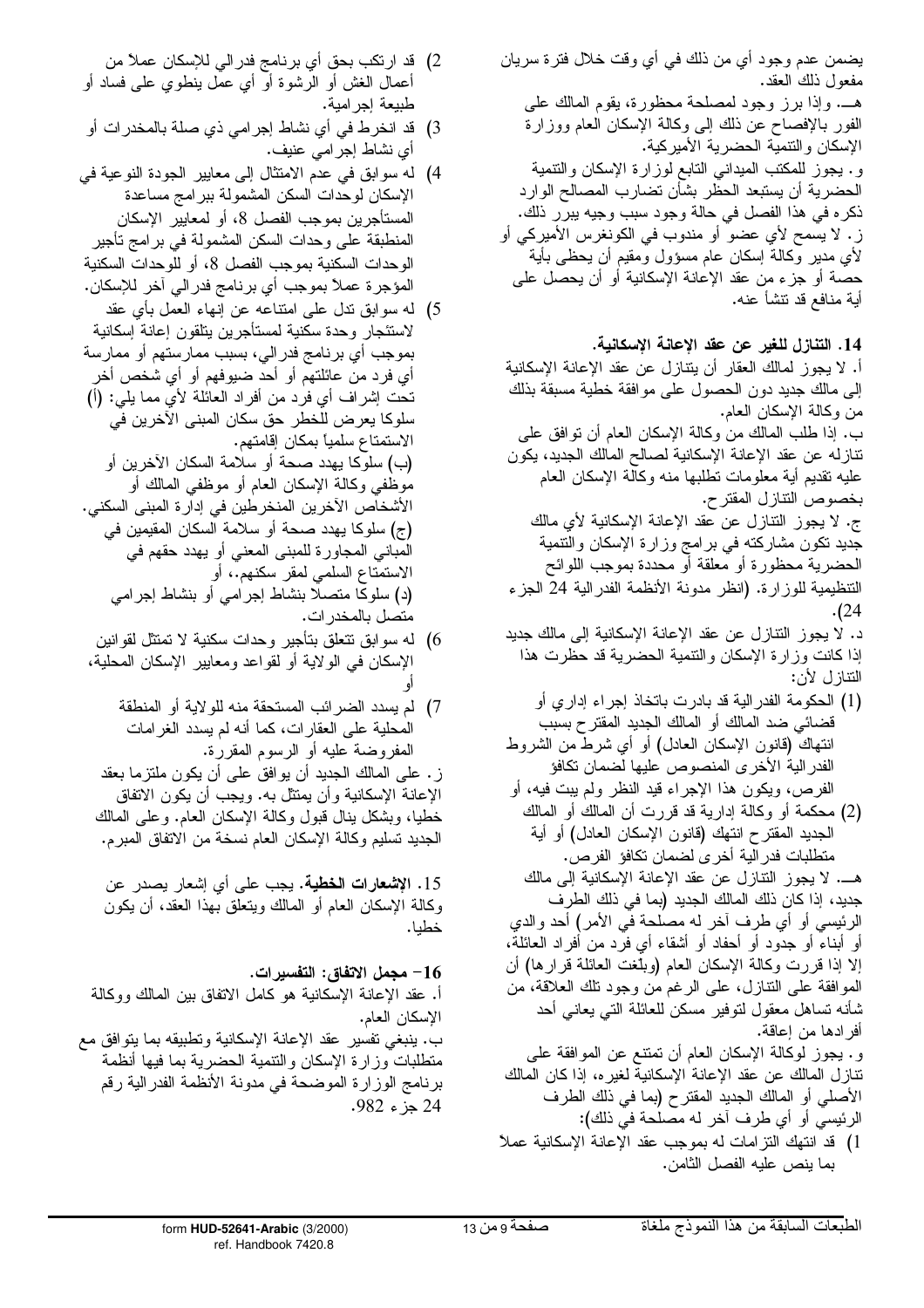يضمن عدم وجود أي من ذلك في أي وقت خلال فترة سريان مفعول ذلك العقد.

هـ. وإذا برز وجود لمصلحة محظورة، يقوم المالك على الفور بالإفصاح عن ذلك إلى وكالة الإسكان العام ووزارة الإسكان والتنمية الحضرية الأميركية.

و. يجوز للمكتب الميداني التابع لوزارة الإسكان والتنمية الحضرية أن يستبعد الحظر بشأن تضارب المصالح الوارد ذكره في هذا الفصل في حالة وجود سبب وجيه يبرر ذلك.

ز. لا يسمح لأي عضو أو مندوب في الكونغرس الأميركي أو لأي مدير وكالة إسكان عام مسؤول ومقيم أن يحظى بأية حصة أو جزء من عقد الإعانة الإسكانية أو أن يحصل على أية منافع قد تنشأ عنه.

**14. التنازل للغير عن عقد الإعانة الإسكانية.**

أ. لا يجوز لمالك العقار أن يتنازل عن عقد الإعانة الإسكانية إلى مالك جديد دون الحصول على موافقة خطية مسبقة بذلك من وكالة الإسكان العام.

ب. إذا طلب المالك من وكالة الإسكان العام أن توافق على تنازله عن عقد الإعانة الإسكانية لصالح المالك الجديد، يكون عليه تقديم أية معلومات تطلبها منه وكالة الإسكان العام بخصوص التنازل المقترح.

ج. لا يجوز التنازل عن عقد الإعانة الإسكانية لأي مالك جديد تكون مشاركته في برامج وزارة الإسكان والتنمية الحضرية محظورة أو معلقة أو محددة بموجب اللوائح التنظيمية للوزارة. (انظر مدونة الأنظمة الفدرالية 24 الجزء 24).

د. لا يجوز التنازل عن عقد الإعانة الإسكانية إلى مالك جديد إذا كانت وزارة الإسكان والتنمية الحضرية قد حظرت هذا التنازل لأن:

(1) الحكومة الفدرالية قد بادرت باتخاذ إجراء إداري أو قضائي ضد المالك أو المالك الجديد المقترح بسبب انتهاك (قانون الإسكان العادل) أو أي شرط من الشروط الفدرالية الأخرى المنصوص عليها لضمان تكافؤ الفرص، ويكون هذا الإجراء قيد النظر ولم يبت فيه، أو

(2) محكمة أو وكالة إدارية قد قررت أن المالك أو المالك الجديد المقترح انتهك (قانون الإسكان العادل) أو أية متطلبات فدرالية أخرى لضمان تكافؤ الفرص.

هـ. لا يجوز التنازل عن عقد الإعانة الإسكانية إلى مالك جديد، إذا كان ذلك المالك الجديد (بما في ذلك الطرف الرئيسي أو أي طرف آخر له مصلحة في الأمر) أحد والدي أو أبناء أو جدود أو أحفاد أو أشقاء أي فرد من أفراد العائلة، إلا إذا قررت وكالة الإسكان العام (وبلّغت العائلة قرارها) أن الموافقة على التنازل، على الرغم من وجود تلك العلاقة، من شأنه تساهل معقول لتوفير مسكن للعائلة التي يعاني أحد أفرادها من إعاقة.

و. يجوز لوكالة الإسكان العام أن تمتنع عن الموافقة على تنازل المالك عن عقد الإعانة الإسكانية لغيره، إذا كان المالك الأصلي أو المالك الجديد المقترح (بما في ذلك الطرف الرئيسي أو أي طرف آخر له مصلحة في ذلك):

1) قد انتهك التزامات له بموجب عقد الإعانة الإسكانية عملاً بما ينص عليه الفصل الثامن.

2) قد ارتكب بحق أي برنامج فدرالي للإسكان عملاً من أعمال الغش أو الرشوة أو أي عمل ينطوي على فساد أو طبيعة إجرامية.

3) قد انخرط في أي نشاط إجرامي ذي صلة بالمخدرات أو أي نشاط إجرامي عنيف.

4) له سوابق في عدم الامتثال إلى معايير الجودة النوعية في الإسكان لوحدات السكن المشمولة ببرامج مساعدة المستأجرين بموجب الفصل 8، أو لمعايير الإسكان المنطبقة على وحدات السكن المشمولة في برامج تأجير الوحدات السكنية بموجب الفصل 8، أو للوحدات السكنية المؤجرة عملاً بموجب أي برنامج فدرالي آخر للإسكان.

5) له سوابق تدل على امتناعه عن إنهاء العمل بأي عقد لاستئجار وحدة سكنية لمستأجرين يتلقون إعانة إسكانية بموجب أي برنامج فدرالي، بسبب ممارستهم أو ممارسة أي فرد من عائلتهم أو أحد ضيوفهم أو أي شخص آخر تحت إشراف أي فرد من أفراد العائلة لأي مما يلي: (أ) سلوكا يعرض للخطر حق سكان المبنى الآخرين في الاستمتاع سلمياً بمكان إقامتهم.
(ب) سلوكا يهدد صحة أو سلامة السكان الآخرين أو موظفي وكالة الإسكان العام أو موظفي المالك أو الأشخاص الآخرين المنخرطين في إدارة المبنى السكني.
(ج) سلوكا يهدد صحة أو سلامة السكان المقيمين في المباني المجاورة للمبنى المعني أو يهدد حقهم في الاستمتاع السلمي لمقر سكنهم.، أو
(د) سلوكا متصلاً بنشاط إجرامي أو بنشاط إجرامي متصل بالمخدرات.

6) له سوابق تتعلق بتأجير وحدات سكنية لا تمتثل لقوانين الإسكان في الولاية أو لقواعد ومعايير الإسكان المحلية، أو

7) لم يسدد الضرائب المستحقة منه للولاية أو المنطقة المحلية على العقارات، كما أنه لم يسدد الغرامات المفروضة عليه أو الرسوم المقررة.

ز. على المالك الجديد أن يوافق على أن يكون ملتزما بعقد الإعانة الإسكانية وأن يمتثل به. ويجب أن يكون الاتفاق خطيا، وبشكل ينال قبول وكالة الإسكان العام. وعلى المالك الجديد تسليم وكالة الإسكان العام نسخة من الاتفاق المبرم.

15. **الإشعارات الخطية**. يجب على أي إشعار يصدر عن وكالة الإسكان العام أو المالك ويتعلق بهذا العقد، أن يكون خطيا.

**16- مجمل الاتفاق: التفسيرات.**

أ. عقد الإعانة الإسكانية هو كامل الاتفاق بين المالك ووكالة الإسكان العام.

ب. ينبغي تفسير عقد الإعانة الإسكانية وتطبيقه بما يتوافق مع متطلبات وزارة الإسكان والتنمية الحضرية بما فيها أنظمة برنامج الوزارة الموضحة في مدونة الأنظمة الفدرالية رقم 24 جزء 982.

الطبعات السابقة من هذا النموذج ملغاة

form **HUD-52641-Arabic** (3/2000)
ref. Handbook 7420.8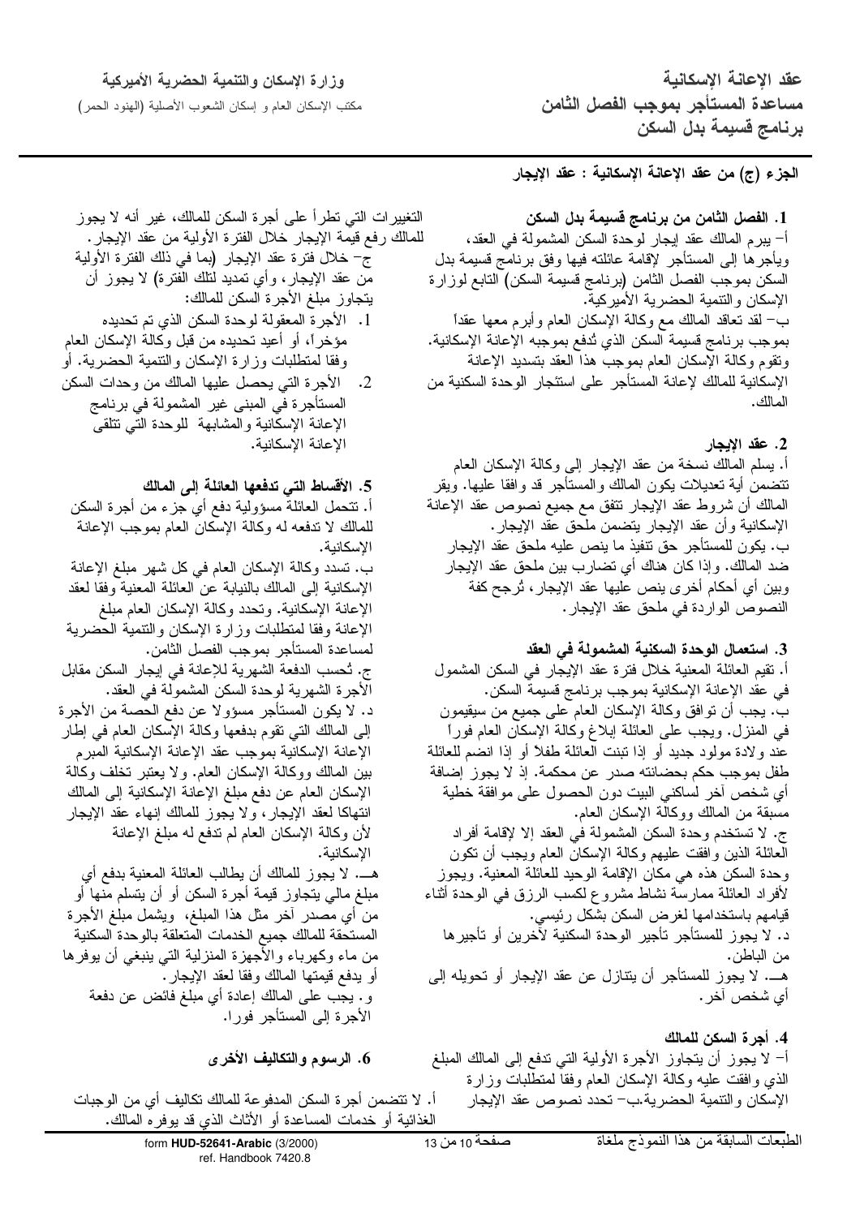**عقد الإعانة الإسكانية**
**مساعدة المستأجر بموجب الفصل الثامن**
**برنامج قسيمة بدل السكن**

**وزارة الإسكان والتنمية الحضرية الأميركية**
مكتب الإسكان العام و إسكان الشعوب الأصلية (الهنود الحمر)

## الجزء (ج) من عقد الإعانة الإسكانية : عقد الإيجار

### 1. الفصل الثامن من برنامج قسيمة بدل السكن

أ- يبرم المالك عقد إيجار لوحدة السكن المشمولة في العقد، ويأجرها إلى المستأجر لإقامة عائلته فيها وفق برنامج قسيمة بدل السكن بموجب الفصل الثامن (برنامج قسيمة السكن) التابع لوزارة الإسكان والتنمية الحضرية الأميركية.

ب- لقد تعاقد المالك مع وكالة الإسكان العام وأبرم معها عقداً بموجب برنامج قسيمة السكن الذي تُدفع بموجبه الإعانة الإسكانية. وتقوم وكالة الإسكان العام بموجب هذا العقد بتسديد الإعانة الإسكانية للمالك لإعانة المستأجر على استئجار الوحدة السكنية من المالك.

### 2. عقد الإيجار

أ. يسلم المالك نسخة من عقد الإيجار إلى وكالة الإسكان العام تتضمن أية تعديلات يكون المالك والمستأجر قد وافقا عليها. ويقر المالك أن شروط عقد الإيجار تتفق مع جميع نصوص عقد الإعانة الإسكانية وأن عقد الإيجار يتضمن ملحق عقد الإيجار.

ب. يكون للمستأجر حق تنفيذ ما ينص عليه ملحق عقد الإيجار ضد المالك. وإذا كان هناك أي تضارب بين ملحق عقد الإيجار وبين أي أحكام أخرى ينص عليها عقد الإيجار، تُرجح كفة النصوص الواردة في ملحق عقد الإيجار.

### 3. استعمال الوحدة السكنية المشمولة في العقد

أ. تقيم العائلة المعنية خلال فترة عقد الإيجار في السكن المشمول في عقد الإعانة الإسكانية بموجب برنامج قسيمة السكن.

ب. يجب أن توافق وكالة الإسكان العام على جميع من سيقيمون في المنزل. ويجب على العائلة إبلاغ وكالة الإسكان العام فوراً عند ولادة مولود جديد أو إذا تبنت العائلة طفلاً أو إذا انضم للعائلة طفل بموجب حكم بحضانته صدر عن محكمة. إذ لا يجوز إضافة أي شخص آخر لساكني البيت دون الحصول على موافقة خطية مسبقة من المالك ووكالة الإسكان العام.

ج. لا تستخدم وحدة السكن المشمولة في العقد إلا لإقامة أفراد العائلة الذين وافقت عليهم وكالة الإسكان العام ويجب أن تكون وحدة السكن هذه هي مكان الإقامة الوحيد للعائلة المعنية. ويجوز لأفراد العائلة ممارسة نشاط مشروع لكسب الرزق في الوحدة أثناء قيامهم باستخدامها لغرض السكن بشكل رئيسي.

د. لا يجوز للمستأجر تأجير الوحدة السكنية لآخرين أو تأجيرها من الباطن.

هـ. لا يجوز للمستأجر أن يتنازل عن عقد الإيجار أو تحويله إلى أي شخص آخر.

### 4. أجرة السكن للمالك

أ- لا يجوز أن يتجاوز الأجرة الأولية التي تدفع إلى المالك المبلغ الذي وافقت عليه وكالة الإسكان العام وفقاً لمتطلبات وزارة الإسكان والتنمية الحضرية.ب- تحدد نصوص عقد الإيجار التغييرات التي تطرأ على أجرة السكن للمالك، غير أنه لا يجوز للمالك رفع قيمة الإيجار خلال الفترة الأولية من عقد الإيجار.

ج- خلال فترة عقد الإيجار (بما في ذلك الفترة الأولية من عقد الإيجار، وأي تمديد لتلك الفترة) لا يجوز أن يتجاوز مبلغ الأجرة السكن للمالك:

1. الأجرة المعقولة لوحدة السكن الذي تم تحديده مؤخراً، أو أعيد تحديده من قبل وكالة الإسكان العام وفقا لمتطلبات وزارة الإسكان والتنمية الحضرية. أو
2. الأجرة التي يحصل عليها المالك من وحدات السكن المستأجرة في المبنى غير المشمولة في برنامج الإعانة الإسكانية والمشابهة للوحدة التي تتلقى الإعانة الإسكانية.

### 5. الأقساط التي تدفعها العائلة إلى المالك

أ. تتحمل العائلة مسؤولية دفع أي جزء من أجرة السكن للمالك لا تدفعه له وكالة الإسكان العام بموجب الإعانة الإسكانية.

ب. تسدد وكالة الإسكان العام في كل شهر مبلغ الإعانة الإسكانية إلى المالك بالنيابة عن العائلة المعنية وفقا لعقد الإعانة الإسكانية. وتحدد وكالة الإسكان العام مبلغ الإعانة وفقا لمتطلبات وزارة الإسكان والتنمية الحضرية لمساعدة المستأجر بموجب الفصل الثامن.

ج. تُحسب الدفعة الشهرية للإعانة في إيجار السكن مقابل الأجرة الشهرية لوحدة السكن المشمولة في العقد.

د. لا يكون المستأجر مسؤولا عن دفع الحصة من الأجرة إلى المالك التي تقوم بدفعها وكالة الإسكان العام في إطار الإعانة الإسكانية بموجب عقد الإعانة الإسكانية المبرم بين المالك ووكالة الإسكان العام. ولا يعتبر تخلف وكالة الإسكان العام عن دفع مبلغ الإعانة الإسكانية إلى المالك انتهاكا لعقد الإيجار، ولا يجوز للمالك إنهاء عقد الإيجار لأن وكالة الإسكان العام لم تدفع له مبلغ الإعانة الإسكانية.

هـ. لا يجوز للمالك أن يطالب العائلة المعنية بدفع أي مبلغ مالي يتجاوز قيمة أجرة السكن أو أن يتسلم منها أو من أي مصدر آخر مثل هذا المبلغ، ويشمل مبلغ الأجرة المستحقة للمالك جميع الخدمات المتعلقة بالوحدة السكنية من ماء وكهرباء والأجهزة المنزلية التي ينبغي أن يوفرها أو يدفع قيمتها المالك وفقا لعقد الإيجار.

و. يجب على المالك إعادة أي مبلغ فائض عن دفعة الأجرة إلى المستأجر فورا.

### 6. الرسوم والتكاليف الأخرى

أ. لا تتضمن أجرة السكن المدفوعة للمالك تكاليف أي من الوجبات الغذائية أو خدمات المساعدة أو الأثاث الذي قد يوفره المالك.

الطبعات السابقة من هذا النموذج ملغاة

form HUD-52641-Arabic (3/2000)
ref. Handbook 7420.8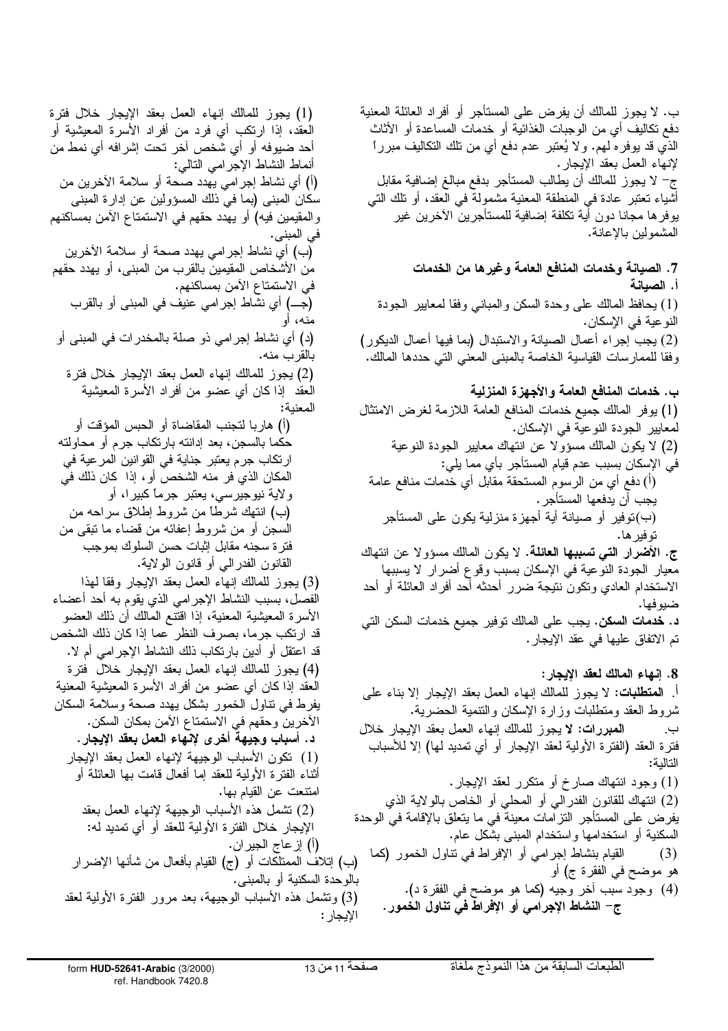ب. لا يجوز للمالك أن يفرض على المستأجر أو أفراد العائلة المعنية دفع تكاليف أي من الوجبات الغذائية أو خدمات المساعدة أو الأثاث الذي قد يوفره لهم. ولا يُعتبر عدم دفع أي من تلك التكاليف مبرراً لإنهاء العمل بعقد الإيجار.

ج- لا يجوز للمالك أن يطالب المستأجر بدفع مبالغ إضافية مقابل أشياء تعتبر عادة في المنطقة المعنية مشمولة في العقد، أو تلك التي يوفرها مجانا دون أية تكلفة إضافية للمستأجرين الآخرين غير المشمولين بالإعانة.

**7. الصيانة وخدمات المنافع العامة وغيرها من الخدمات**

**أ. الصيانة**

(1) يحافظ المالك على وحدة السكن والمباني وفقا لمعايير الجودة النوعية في الإسكان.

(2) يجب إجراء أعمال الصيانة والاستبدال (بما فيها أعمال الديكور) وفقا للممارسات القياسية الخاصة بالمبنى المعني التي حددها المالك.

**ب. خدمات المنافع العامة والأجهزة المنزلية**

(1) يوفر المالك جميع خدمات المنافع العامة اللازمة لغرض الامتثال لمعايير الجودة النوعية في الإسكان.

(2) لا يكون المالك مسؤولا عن انتهاك معايير الجودة النوعية في الإسكان بسبب عدم قيام المستأجر بأي مما يلي:

(أ) دفع أي من الرسوم المستحقة مقابل أي خدمات منافع عامة يجب أن يدفعها المستأجر.

(ب)توفير أو صيانة أية أجهزة منزلية يكون على المستأجر توفيرها.

**ج. الأضرار التي تسببها العائلة.** لا يكون المالك مسؤولا عن انتهاك معيار الجودة النوعية في الإسكان بسبب وقوع أضرار لا يسببها الاستخدام العادي وتكون نتيجة ضرر أحدثه أحد أفراد العائلة أو أحد ضيوفها.

**د. خدمات السكن.** يجب على المالك توفير جميع خدمات السكن التي تم الاتفاق عليها في عقد الإيجار.

**8. إنهاء المالك لعقد الإيجار:**

أ. **المتطلبات:** لا يجوز للمالك إنهاء العمل بعقد الإيجار إلا بناء على شروط العقد ومتطلبات وزارة الإسكان والتنمية الحضرية.

ب. **المبررات: لا** يجوز للمالك إنهاء العمل بعقد الإيجار خلال فترة العقد (الفترة الأولية لعقد الإيجار أو أي تمديد لها) إلا للأسباب التالية:

(1) وجود انتهاك صارخ أو متكرر لعقد الإيجار.

(2) انتهاك للقانون الفدرالي أو المحلي أو الخاص بالولاية الذي يفرض على المستأجر التزامات معينة في ما يتعلق بالإقامة في الوحدة السكنية أو استخدامها واستخدام المبنى بشكل عام.

(3) القيام بنشاط إجرامي أو الإفراط في تناول الخمور (كما هو موضح في الفقرة ج) أو

(4) وجود سبب آخر وجيه (كما هو موضح في الفقرة د).

**ج- النشاط الإجرامي أو الإفراط في تناول الخمور.**

(1) يجوز للمالك إنهاء العمل بعقد الإيجار خلال فترة العقد، إذا ارتكب أي فرد من أفراد الأسرة المعيشية أو أحد ضيوفه أو أي شخص آخر تحت إشرافه أي نمط من أنماط النشاط الإجرامي التالي:

(أ) أي نشاط إجرامي يهدد صحة أو سلامة الآخرين من سكان المبنى (بما في ذلك المسؤولين عن إدارة المبنى والمقيمين فيه) أو يهدد حقهم في الاستمتاع الآمن بمساكنهم في المبنى.

(ب) أي نشاط إجرامي يهدد صحة أو سلامة الآخرين من الأشخاص المقيمين بالقرب من المبنى، أو يهدد حقهم في الاستمتاع الآمن بمساكنهم.

(جـ) أي نشاط إجرامي عنيف في المبنى أو بالقرب منه، أو

(د) أي نشاط إجرامي ذو صلة بالمخدرات في المبنى أو بالقرب منه.

(2) يجوز للمالك إنهاء العمل بعقد الإيجار خلال فترة العقد إذا كان أي عضو من أفراد الأسرة المعيشية المعنية:

(أ) هاربا لتجنب المقاضاة أو الحبس المؤقت أو حكما بالسجن، بعد إدانته بارتكاب جرم أو محاولته ارتكاب جرم يعتبر جناية في القوانين المرعية في المكان الذي فر منه الشخص أو، إذا كان ذلك في ولاية نيوجيرسي، يعتبر جرماً كبيرا، أو

(ب) انتهك شرطاً من شروط إطلاق سراحه من السجن أو من شروط إعفائه من قضاء ما تبقى من فترة سجنه مقابل إثبات حسن السلوك بموجب القانون الفدرالي أو قانون الولاية.

(3) يجوز للمالك إنهاء العمل بعقد الإيجار وفقا لهذا الفصل، بسبب النشاط الإجرامي الذي يقوم به أحد أعضاء الأسرة المعيشية المعنية، إذا اقتنع المالك أن ذلك العضو قد ارتكب جرما، بصرف النظر عما إذا كان ذلك الشخص قد اعتقل أو أدين بارتكاب ذلك النشاط الإجرامي أم لا.

(4) يجوز للمالك إنهاء العمل بعقد الإيجار خلال فترة العقد إذا كان أي عضو من أفراد الأسرة المعيشية المعنية يفرط في تناول الخمور بشكل يهدد صحة وسلامة السكان الآخرين وحقهم في الاستمتاع الآمن بمكان السكن.

**د. أسباب وجيهة أخرى لإنهاء العمل بعقد الإيجار.**

(1) تكون الأسباب الوجيهة لإنهاء العمل بعقد الإيجار أثناء الفترة الأولية للعقد إما أفعال قامت بها العائلة أو امتنعت عن القيام بها.

(2) تشمل هذه الأسباب الوجيهة لإنهاء العمل بعقد الإيجار خلال الفترة الأولية للعقد أو أي تمديد له:

(أ) إزعاج الجيران.

(ب) إتلاف الممتلكات أو (ج) القيام بأفعال من شأنها الإضرار بالوحدة السكنية أو بالمبنى.

(3) وتشمل هذه الأسباب الوجيهة، بعد مرور الفترة الأولية لعقد الإيجار: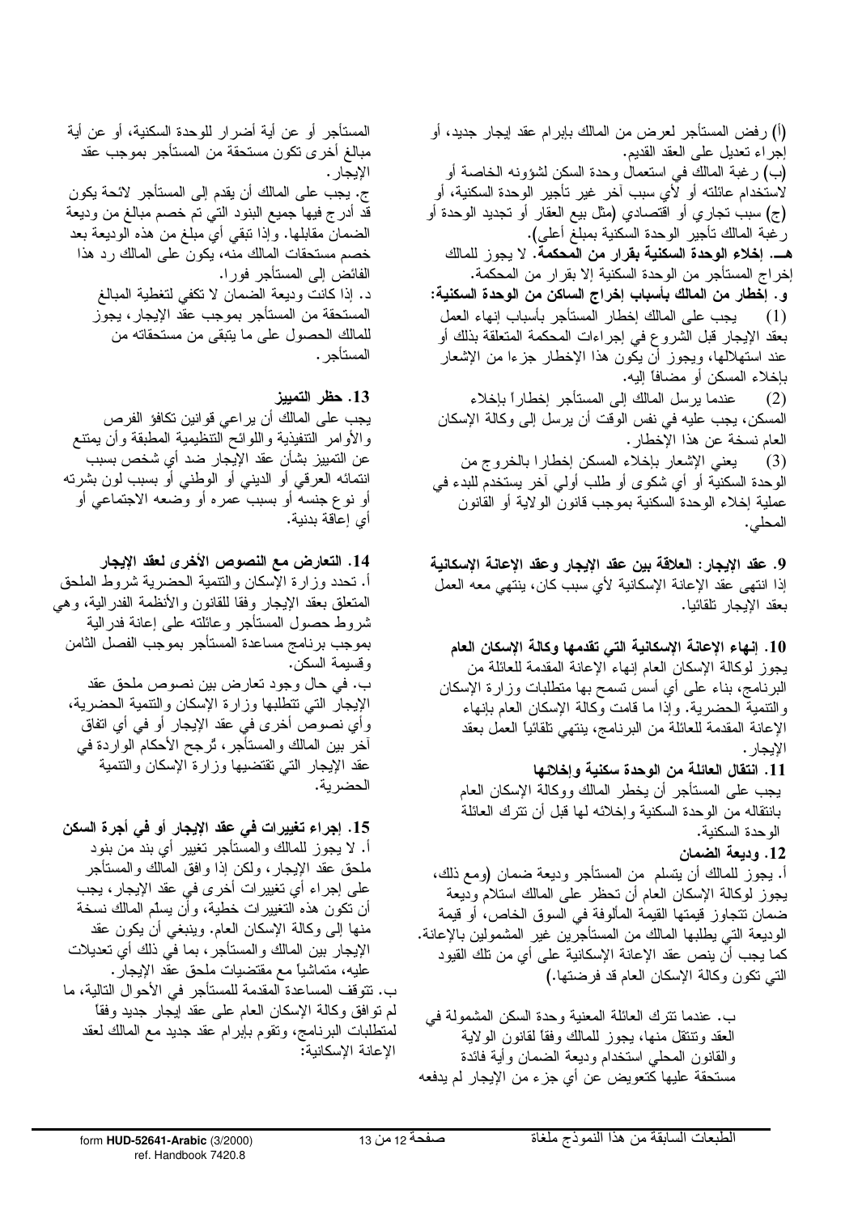(أ) رفض المستأجر لعرض من المالك بإبرام عقد إيجار جديد، أو إجراء تعديل على العقد القديم.

(ب) رغبة المالك في استعمال وحدة السكن لشؤونه الخاصة أو لاستخدام عائلته أو لأي سبب آخر غير تأجير الوحدة السكنية، أو

(ج) سبب تجاري أو اقتصادي (مثل بيع العقار أو تجديد الوحدة أو رغبة المالك تأجير الوحدة السكنية بمبلغ أعلى).

**هــ. إخلاء الوحدة السكنية بقرار من المحكمة.** لا يجوز للمالك إخراج المستأجر من الوحدة السكنية إلا بقرار من المحكمة.

**و. إخطار من المالك بأسباب إخراج الساكن من الوحدة السكنية:**

(1) يجب على المالك إخطار المستأجر بأسباب إنهاء العمل بعقد الإيجار قبل الشروع في إجراءات المحكمة المتعلقة بذلك أو عند استهلالها، ويجوز أن يكون هذا الإخطار جزءا من الإشعار بإخلاء المسكن أو مضافاً إليه.

(2) عندما يرسل المالك إلى المستأجر إخطاراً بإخلاء المسكن، يجب عليه في نفس الوقت أن يرسل إلى وكالة الإسكان العام نسخة عن هذا الإخطار.

(3) يعني الإشعار بإخلاء المسكن إخطارا بالخروج من الوحدة السكنية أو أي شكوى أو طلب أولي آخر يستخدم للبدء في عملية إخلاء الوحدة السكنية بموجب قانون الولاية أو القانون المحلي.

## 9. عقد الإيجار: العلاقة بين عقد الإيجار وعقد الإعانة الإسكانية

إذا انتهى عقد الإعانة الإسكانية لأي سبب كان، ينتهي معه العمل بعقد الإيجار تلقائيا.

## 10. إنهاء الإعانة الإسكانية التي تقدمها وكالة الإسكان العام

يجوز لوكالة الإسكان العام إنهاء الإعانة المقدمة للعائلة من البرنامج، بناء على أي أسس تسمح بها متطلبات وزارة الإسكان والتنمية الحضرية. وإذا ما قامت وكالة الإسكان العام بإنهاء الإعانة المقدمة للعائلة من البرنامج، ينتهي تلقائياً العمل بعقد الإيجار.

## 11. انتقال العائلة من الوحدة سكنية وإخلائها

يجب على المستأجر أن يخطر المالك ووكالة الإسكان العام بانتقاله من الوحدة السكنية وإخلائه لها قبل أن تترك العائلة الوحدة السكنية.

## 12. وديعة الضمان

أ. يجوز للمالك أن يتسلم من المستأجر وديعة ضمان (ومع ذلك، يجوز لوكالة الإسكان العام أن تحظر على المالك استلام وديعة ضمان تتجاوز قيمتها القيمة المألوفة في السوق الخاص، أو قيمة الوديعة التي يطلبها المالك من المستأجرين غير المشمولين بالإعانة. كما يجب أن ينص عقد الإعانة الإسكانية على أي من تلك القيود التي تكون وكالة الإسكان العام قد فرضتها.)

ب. عندما تترك العائلة المعنية وحدة السكن المشمولة في العقد وتنتقل منها، يجوز للمالك وفقاً لقانون الولاية والقانون المحلي استخدام وديعة الضمان وأية فائدة مستحقة عليها كتعويض عن أي جزء من الإيجار لم يدفعه المستأجر أو عن أية أضرار للوحدة السكنية، أو عن أية مبالغ أخرى تكون مستحقة من المستأجر بموجب عقد الإيجار.

ج. يجب على المالك أن يقدم إلى المستأجر لائحة يكون قد أدرج فيها جميع البنود التي تم خصم مبالغ من وديعة الضمان مقابلها. وإذا تبقى أي مبلغ من هذه الوديعة بعد خصم مستحقات المالك منه، يكون على المالك رد هذا الفائض إلى المستأجر فورا.

د. إذا كانت وديعة الضمان لا تكفي لتغطية المبالغ المستحقة من المستأجر بموجب عقد الإيجار، يجوز للمالك الحصول على ما يتبقى من مستحقاته من المستأجر.

## 13. حظر التمييز

يجب على المالك أن يراعي قوانين تكافؤ الفرص والأوامر التنفيذية واللوائح التنظيمية المطبقة وأن يمتنع عن التمييز بشأن عقد الإيجار ضد أي شخص بسبب انتمائه العرقي أو الديني أو الوطني أو بسبب لون بشرته أو نوع جنسه أو بسبب عمره أو وضعه الاجتماعي أو أي إعاقة بدنية.

## 14. التعارض مع النصوص الأخرى لعقد الإيجار

أ. تحدد وزارة الإسكان والتنمية الحضرية شروط الملحق المتعلق بعقد الإيجار وفقا للقانون والأنظمة الفدرالية، وهي شروط حصول المستأجر وعائلته على إعانة فدرالية بموجب برنامج مساعدة المستأجر بموجب الفصل الثامن وقسيمة السكن.

ب. في حال وجود تعارض بين نصوص ملحق عقد الإيجار التي تتطلبها وزارة الإسكان والتنمية الحضرية، وأي نصوص أخرى في عقد الإيجار أو في أي اتفاق آخر بين المالك والمستأجر، تُرجح الأحكام الواردة في عقد الإيجار التي تقتضيها وزارة الإسكان والتنمية الحضرية.

## 15. إجراء تغييرات في عقد الإيجار أو في أجرة السكن

أ. لا يجوز للمالك والمستأجر تغيير أي بند من بنود ملحق عقد الإيجار، ولكن إذا وافق المالك والمستأجر على إجراء أي تغييرات أخرى في عقد الإيجار، يجب أن تكون هذه التغييرات خطية، وأن يسلم المالك نسخة منها إلى وكالة الإسكان العام. وينبغي أن يكون عقد الإيجار بين المالك والمستأجر، بما في ذلك أي تعديلات عليه، متماشياً مع مقتضيات ملحق عقد الإيجار.

ب. تتوقف المساعدة المقدمة للمستأجر في الأحوال التالية، ما لم توافق وكالة الإسكان العام على عقد إيجار جديد وفقاً لمتطلبات البرنامج، وتقوم بإبرام عقد جديد مع المالك لعقد الإعانة الإسكانية: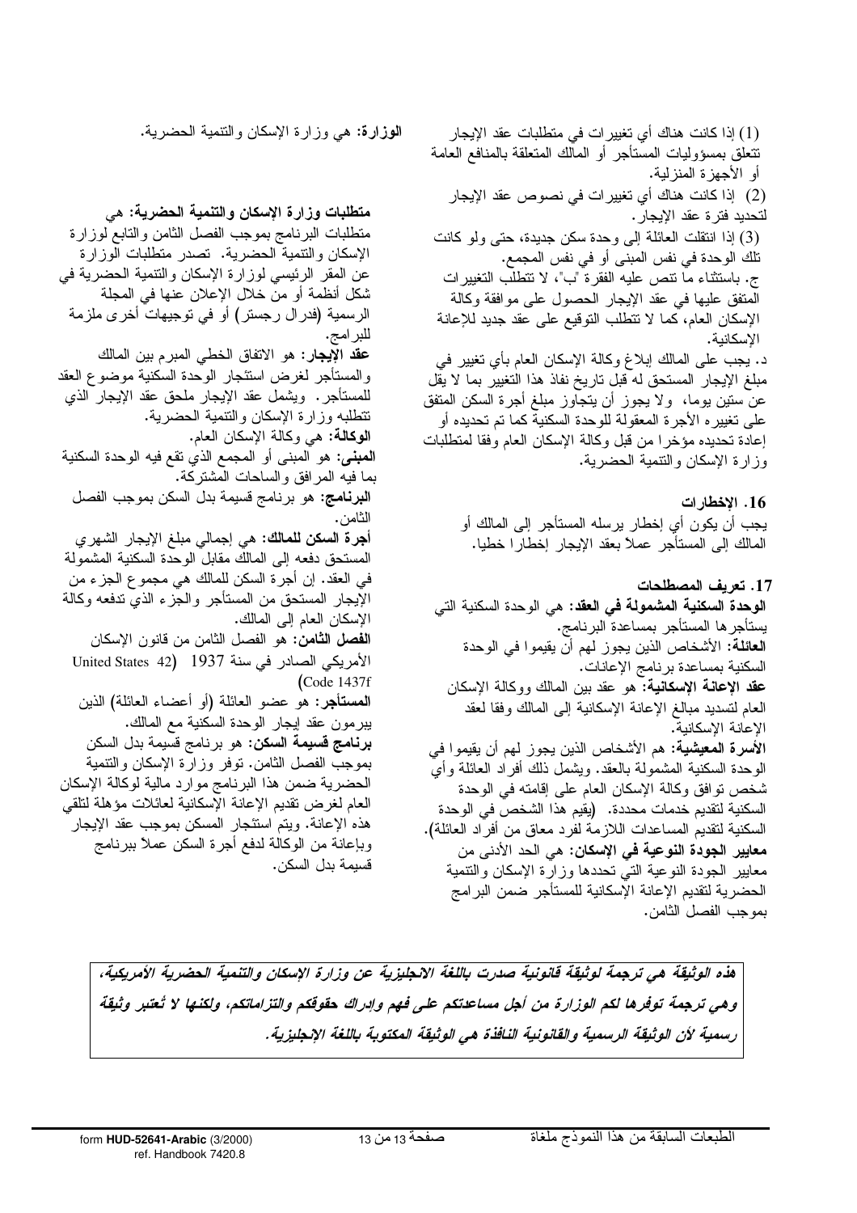(1) إذا كانت هناك أي تغييرات في متطلبات عقد الإيجار تتعلق بمسؤوليات المستأجر أو المالك المتعلقة بالمنافع العامة أو الأجهزة المنزلية.

(2) إذا كانت هناك أي تغييرات في نصوص عقد الإيجار لتحديد فترة عقد الإيجار.

(3) إذا انتقلت العائلة إلى وحدة سكن جديدة، حتى ولو كانت تلك الوحدة في نفس المبنى أو في نفس المجمع.

ج. باستثناء ما تنص عليه الفقرة "ب"، لا تتطلب التغييرات المتفق عليها في عقد الإيجار الحصول على موافقة وكالة الإسكان العام، كما لا تتطلب التوقيع على عقد جديد للإعانة الإسكانية.

د. يجب على المالك إبلاغ وكالة الإسكان العام بأي تغيير في مبلغ الإيجار المستحق له قبل تاريخ نفاذ هذا التغيير بما لا يقل عن ستين يوما، ولا يجوز أن يتجاوز مبلغ أجرة السكن المتفق على تغييره الأجرة المعقولة للوحدة السكنية كما تم تحديده أو إعادة تحديده مؤخرا من قبل وكالة الإسكان العام وفقا لمتطلبات وزارة الإسكان والتنمية الحضرية.

### 16. الإخطارات

يجب أن يكون أي إخطار يرسله المستأجر إلى المالك أو المالك إلى المستأجر عملاً بعقد الإيجار إخطارا خطيا.

### 17. تعريف المصطلحات

**الوحدة السكنية المشمولة في العقد:** هي الوحدة السكنية التي يستأجرها المستأجر بمساعدة البرنامج.

**العائلة:** الأشخاص الذين يجوز لهم أن يقيموا في الوحدة السكنية بمساعدة برنامج الإعانات.

**عقد الإعانة الإسكانية:** هو عقد بين المالك ووكالة الإسكان العام لتسديد مبالغ الإعانة الإسكانية إلى المالك وفقا لعقد الإعانة الإسكانية.

**الأسرة المعيشية:** هم الأشخاص الذين يجوز لهم أن يقيموا في الوحدة السكنية المشمولة بالعقد. ويشمل ذلك أفراد العائلة وأي شخص توافق وكالة الإسكان العام على إقامته في الوحدة السكنية لتقديم خدمات محددة. (يقيم هذا الشخص في الوحدة السكنية لتقديم المساعدات اللازمة لفرد معاق من أفراد العائلة).

**معايير الجودة النوعية في الإسكان:** هي الحد الأدنى من معايير الجودة النوعية التي تحددها وزارة الإسكان والتنمية الحضرية لتقديم الإعانة الإسكانية للمستأجر ضمن البرامج بموجب الفصل الثامن.

**الوزارة:** هي وزارة الإسكان والتنمية الحضرية.

**متطلبات وزارة الإسكان والتنمية الحضرية:** هي متطلبات البرنامج بموجب الفصل الثامن والتابع لوزارة الإسكان والتنمية الحضرية. تصدر متطلبات الوزارة عن المقر الرئيسي لوزارة الإسكان والتنمية الحضرية في شكل أنظمة أو من خلال الإعلان عنها في المجلة الرسمية (فدرال رجستر) أو في توجيهات أخرى ملزمة للبرامج.

**عقد الإيجار:** هو الاتفاق الخطي المبرم بين المالك والمستأجر لغرض استئجار الوحدة السكنية موضوع العقد للمستأجر. ويشمل عقد الإيجار ملحق عقد الإيجار الذي تتطلبه وزارة الإسكان والتنمية الحضرية.

**الوكالة:** هي وكالة الإسكان العام.

**المبنى:** هو المبنى أو المجمع الذي تقع فيه الوحدة السكنية بما فيه المرافق والساحات المشتركة.

**البرنامج:** هو برنامج قسيمة بدل السكن بموجب الفصل الثامن.

**أجرة السكن للمالك:** هي إجمالي مبلغ الإيجار الشهري المستحق دفعه إلى المالك مقابل الوحدة السكنية المشمولة في العقد. إن أجرة السكن للمالك هي مجموع الجزء من الإيجار المستحق من المستأجر والجزء الذي تدفعه وكالة الإسكان العام إلى المالك.

**الفصل الثامن:** هو الفصل الثامن من قانون الإسكان الأمريكي الصادر في سنة 1937 (42 United States Code 1437f)

**المستأجر:** هو عضو العائلة (أو أعضاء العائلة) الذين يبرمون عقد إيجار الوحدة السكنية مع المالك.

**برنامج قسيمة السكن:** هو برنامج قسيمة بدل السكن بموجب الفصل الثامن. توفر وزارة الإسكان والتنمية الحضرية ضمن هذا البرنامج موارد مالية لوكالة الإسكان العام لغرض تقديم الإعانة الإسكانية لعائلات مؤهلة لتلقي هذه الإعانة. ويتم استئجار المسكن بموجب عقد الإيجار وبإعانة من الوكالة لدفع أجرة السكن عملاً ببرنامج قسيمة بدل السكن.

***هذه الوثيقة هي ترجمة لوثيقة قانونية صدرت باللغة الانجليزية عن وزارة الإسكان والتنمية الحضرية الأمريكية، وهي ترجمة توفرها لكم الوزارة من أجل مساعدتكم على فهم وإدراك حقوقكم والتزاماتكم، ولكنها لا تُعتبر وثيقة رسمية لأن الوثيقة الرسمية والقانونية النافذة هي الوثيقة المكتوبة باللغة الإنجليزية.***

الطبعات السابقة من هذا النموذج ملغاة

form **HUD-52641-Arabic** (3/2000)
ref. Handbook 7420.8